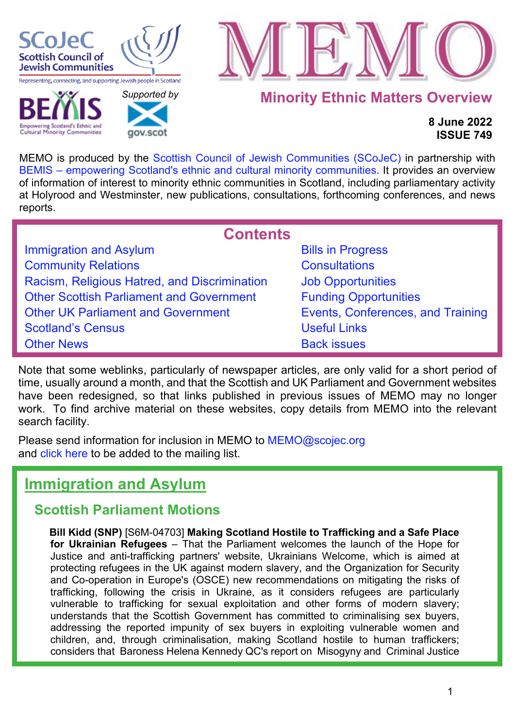SCoJeC Scottish Council of Jewish Communities

Representing, connecting, and supporting Jewish people in Scotland

BEMIS Empowering Scotland's Ethnic and Cultural Minority Communities

Supported by gov.scot

# MEMO

## Minority Ethnic Matters Overview

**8 June 2022**
**ISSUE 749**

MEMO is produced by the Scottish Council of Jewish Communities (SCoJeC) in partnership with BEMIS – empowering Scotland's ethnic and cultural minority communities. It provides an overview of information of interest to minority ethnic communities in Scotland, including parliamentary activity at Holyrood and Westminster, new publications, consultations, forthcoming conferences, and news reports.

## Contents

- Immigration and Asylum
- Community Relations
- Racism, Religious Hatred, and Discrimination
- Other Scottish Parliament and Government
- Other UK Parliament and Government
- Scotland's Census
- Other News
- Bills in Progress
- Consultations
- Job Opportunities
- Funding Opportunities
- Events, Conferences, and Training
- Useful Links
- Back issues

Note that some weblinks, particularly of newspaper articles, are only valid for a short period of time, usually around a month, and that the Scottish and UK Parliament and Government websites have been redesigned, so that links published in previous issues of MEMO may no longer work. To find archive material on these websites, copy details from MEMO into the relevant search facility.

Please send information for inclusion in MEMO to MEMO@scojec.org
and click here to be added to the mailing list.

## Immigration and Asylum

### Scottish Parliament Motions

**Bill Kidd (SNP)** [S6M-04703] **Making Scotland Hostile to Trafficking and a Safe Place for Ukrainian Refugees** – That the Parliament welcomes the launch of the Hope for Justice and anti-trafficking partners' website, Ukrainians Welcome, which is aimed at protecting refugees in the UK against modern slavery, and the Organization for Security and Co-operation in Europe's (OSCE) new recommendations on mitigating the risks of trafficking, following the crisis in Ukraine, as it considers refugees are particularly vulnerable to trafficking for sexual exploitation and other forms of modern slavery; understands that the Scottish Government has committed to criminalising sex buyers, addressing the reported impunity of sex buyers in exploiting vulnerable women and children, and, through criminalisation, making Scotland hostile to human traffickers; considers that Baroness Helena Kennedy QC's report on Misogyny and Criminal Justice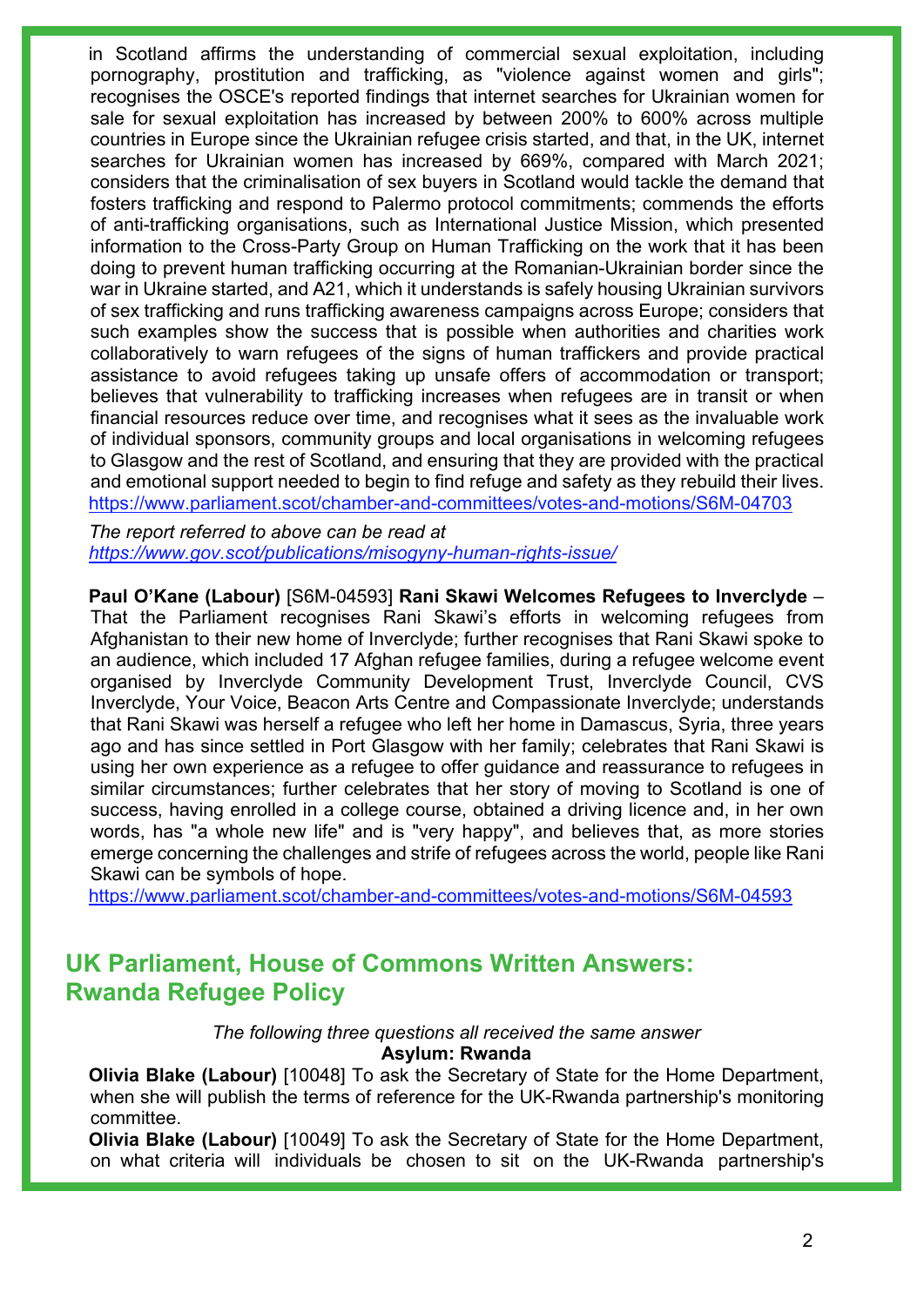in Scotland affirms the understanding of commercial sexual exploitation, including pornography, prostitution and trafficking, as "violence against women and girls"; recognises the OSCE's reported findings that internet searches for Ukrainian women for sale for sexual exploitation has increased by between 200% to 600% across multiple countries in Europe since the Ukrainian refugee crisis started, and that, in the UK, internet searches for Ukrainian women has increased by 669%, compared with March 2021; considers that the criminalisation of sex buyers in Scotland would tackle the demand that fosters trafficking and respond to Palermo protocol commitments; commends the efforts of anti-trafficking organisations, such as International Justice Mission, which presented information to the Cross-Party Group on Human Trafficking on the work that it has been doing to prevent human trafficking occurring at the Romanian-Ukrainian border since the war in Ukraine started, and A21, which it understands is safely housing Ukrainian survivors of sex trafficking and runs trafficking awareness campaigns across Europe; considers that such examples show the success that is possible when authorities and charities work collaboratively to warn refugees of the signs of human traffickers and provide practical assistance to avoid refugees taking up unsafe offers of accommodation or transport; believes that vulnerability to trafficking increases when refugees are in transit or when financial resources reduce over time, and recognises what it sees as the invaluable work of individual sponsors, community groups and local organisations in welcoming refugees to Glasgow and the rest of Scotland, and ensuring that they are provided with the practical and emotional support needed to begin to find refuge and safety as they rebuild their lives.
https://www.parliament.scot/chamber-and-committees/votes-and-motions/S6M-04703

*The report referred to above can be read at*
*https://www.gov.scot/publications/misogyny-human-rights-issue/*

**Paul O'Kane (Labour)** [S6M-04593] **Rani Skawi Welcomes Refugees to Inverclyde** – That the Parliament recognises Rani Skawi's efforts in welcoming refugees from Afghanistan to their new home of Inverclyde; further recognises that Rani Skawi spoke to an audience, which included 17 Afghan refugee families, during a refugee welcome event organised by Inverclyde Community Development Trust, Inverclyde Council, CVS Inverclyde, Your Voice, Beacon Arts Centre and Compassionate Inverclyde; understands that Rani Skawi was herself a refugee who left her home in Damascus, Syria, three years ago and has since settled in Port Glasgow with her family; celebrates that Rani Skawi is using her own experience as a refugee to offer guidance and reassurance to refugees in similar circumstances; further celebrates that her story of moving to Scotland is one of success, having enrolled in a college course, obtained a driving licence and, in her own words, has "a whole new life" and is "very happy", and believes that, as more stories emerge concerning the challenges and strife of refugees across the world, people like Rani Skawi can be symbols of hope.
https://www.parliament.scot/chamber-and-committees/votes-and-motions/S6M-04593

## UK Parliament, House of Commons Written Answers: Rwanda Refugee Policy

*The following three questions all received the same answer*

**Asylum: Rwanda**

**Olivia Blake (Labour)** [10048] To ask the Secretary of State for the Home Department, when she will publish the terms of reference for the UK-Rwanda partnership's monitoring committee.

**Olivia Blake (Labour)** [10049] To ask the Secretary of State for the Home Department, on what criteria will individuals be chosen to sit on the UK-Rwanda partnership's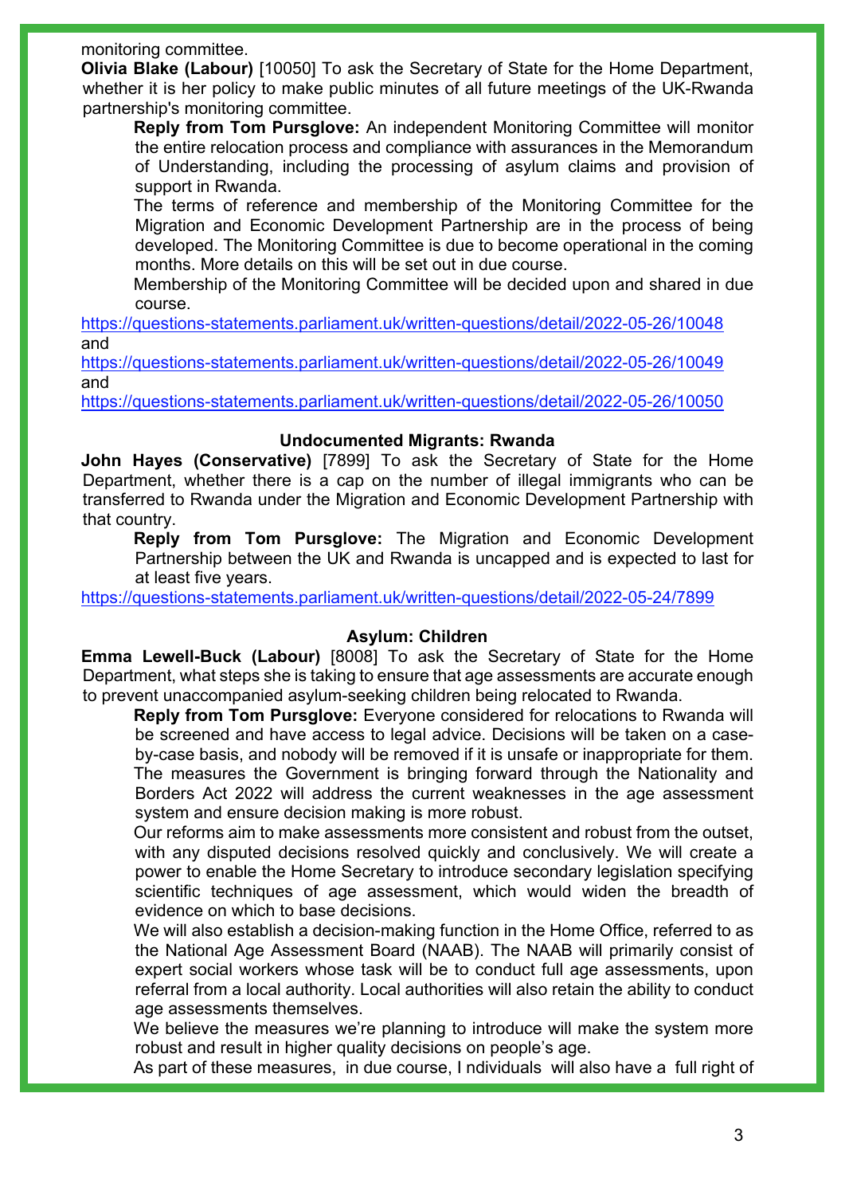monitoring committee.

**Olivia Blake (Labour)** [10050] To ask the Secretary of State for the Home Department, whether it is her policy to make public minutes of all future meetings of the UK-Rwanda partnership's monitoring committee.

> **Reply from Tom Pursglove:** An independent Monitoring Committee will monitor the entire relocation process and compliance with assurances in the Memorandum of Understanding, including the processing of asylum claims and provision of support in Rwanda.
>
> The terms of reference and membership of the Monitoring Committee for the Migration and Economic Development Partnership are in the process of being developed. The Monitoring Committee is due to become operational in the coming months. More details on this will be set out in due course.
>
> Membership of the Monitoring Committee will be decided upon and shared in due course.

https://questions-statements.parliament.uk/written-questions/detail/2022-05-26/10048 and https://questions-statements.parliament.uk/written-questions/detail/2022-05-26/10049 and https://questions-statements.parliament.uk/written-questions/detail/2022-05-26/10050

### Undocumented Migrants: Rwanda

**John Hayes (Conservative)** [7899] To ask the Secretary of State for the Home Department, whether there is a cap on the number of illegal immigrants who can be transferred to Rwanda under the Migration and Economic Development Partnership with that country.

> **Reply from Tom Pursglove:** The Migration and Economic Development Partnership between the UK and Rwanda is uncapped and is expected to last for at least five years.

https://questions-statements.parliament.uk/written-questions/detail/2022-05-24/7899

### Asylum: Children

**Emma Lewell-Buck (Labour)** [8008] To ask the Secretary of State for the Home Department, what steps she is taking to ensure that age assessments are accurate enough to prevent unaccompanied asylum-seeking children being relocated to Rwanda.

> **Reply from Tom Pursglove:** Everyone considered for relocations to Rwanda will be screened and have access to legal advice. Decisions will be taken on a case-by-case basis, and nobody will be removed if it is unsafe or inappropriate for them.
>
> The measures the Government is bringing forward through the Nationality and Borders Act 2022 will address the current weaknesses in the age assessment system and ensure decision making is more robust.
>
> Our reforms aim to make assessments more consistent and robust from the outset, with any disputed decisions resolved quickly and conclusively. We will create a power to enable the Home Secretary to introduce secondary legislation specifying scientific techniques of age assessment, which would widen the breadth of evidence on which to base decisions.
>
> We will also establish a decision-making function in the Home Office, referred to as the National Age Assessment Board (NAAB). The NAAB will primarily consist of expert social workers whose task will be to conduct full age assessments, upon referral from a local authority. Local authorities will also retain the ability to conduct age assessments themselves.
>
> We believe the measures we're planning to introduce will make the system more robust and result in higher quality decisions on people's age.
>
> As part of these measures, in due course, I ndividuals will also have a full right of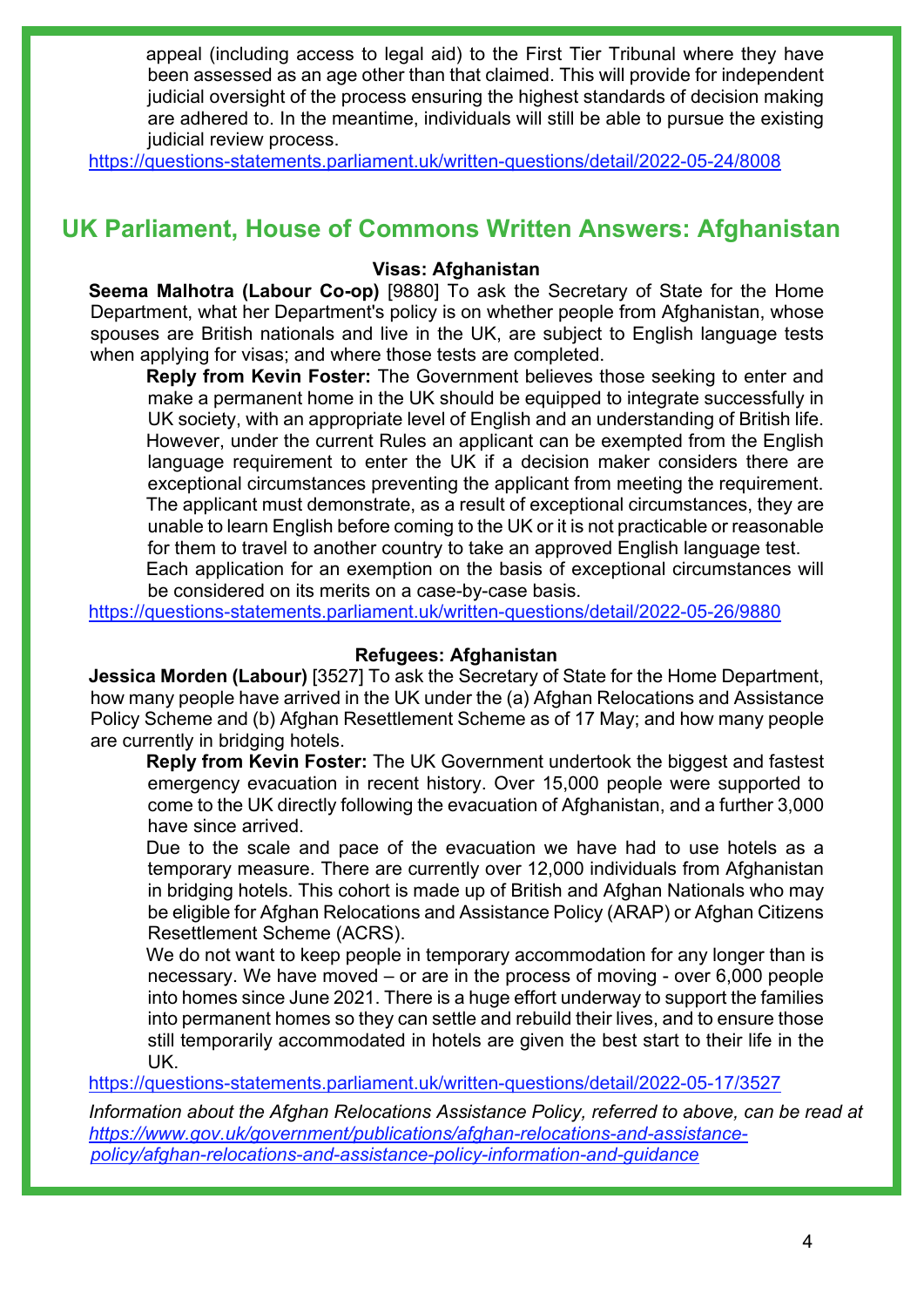appeal (including access to legal aid) to the First Tier Tribunal where they have been assessed as an age other than that claimed. This will provide for independent judicial oversight of the process ensuring the highest standards of decision making are adhered to. In the meantime, individuals will still be able to pursue the existing judicial review process.

https://questions-statements.parliament.uk/written-questions/detail/2022-05-24/8008

## UK Parliament, House of Commons Written Answers: Afghanistan

### Visas: Afghanistan

**Seema Malhotra (Labour Co-op)** [9880] To ask the Secretary of State for the Home Department, what her Department's policy is on whether people from Afghanistan, whose spouses are British nationals and live in the UK, are subject to English language tests when applying for visas; and where those tests are completed.

**Reply from Kevin Foster:** The Government believes those seeking to enter and make a permanent home in the UK should be equipped to integrate successfully in UK society, with an appropriate level of English and an understanding of British life. However, under the current Rules an applicant can be exempted from the English language requirement to enter the UK if a decision maker considers there are exceptional circumstances preventing the applicant from meeting the requirement. The applicant must demonstrate, as a result of exceptional circumstances, they are unable to learn English before coming to the UK or it is not practicable or reasonable for them to travel to another country to take an approved English language test.

Each application for an exemption on the basis of exceptional circumstances will be considered on its merits on a case-by-case basis.

https://questions-statements.parliament.uk/written-questions/detail/2022-05-26/9880

### Refugees: Afghanistan

**Jessica Morden (Labour)** [3527] To ask the Secretary of State for the Home Department, how many people have arrived in the UK under the (a) Afghan Relocations and Assistance Policy Scheme and (b) Afghan Resettlement Scheme as of 17 May; and how many people are currently in bridging hotels.

**Reply from Kevin Foster:** The UK Government undertook the biggest and fastest emergency evacuation in recent history. Over 15,000 people were supported to come to the UK directly following the evacuation of Afghanistan, and a further 3,000 have since arrived.

Due to the scale and pace of the evacuation we have had to use hotels as a temporary measure. There are currently over 12,000 individuals from Afghanistan in bridging hotels. This cohort is made up of British and Afghan Nationals who may be eligible for Afghan Relocations and Assistance Policy (ARAP) or Afghan Citizens Resettlement Scheme (ACRS).

We do not want to keep people in temporary accommodation for any longer than is necessary. We have moved – or are in the process of moving - over 6,000 people into homes since June 2021. There is a huge effort underway to support the families into permanent homes so they can settle and rebuild their lives, and to ensure those still temporarily accommodated in hotels are given the best start to their life in the UK.

https://questions-statements.parliament.uk/written-questions/detail/2022-05-17/3527

*Information about the Afghan Relocations Assistance Policy, referred to above, can be read at https://www.gov.uk/government/publications/afghan-relocations-and-assistance-policy/afghan-relocations-and-assistance-policy-information-and-guidance*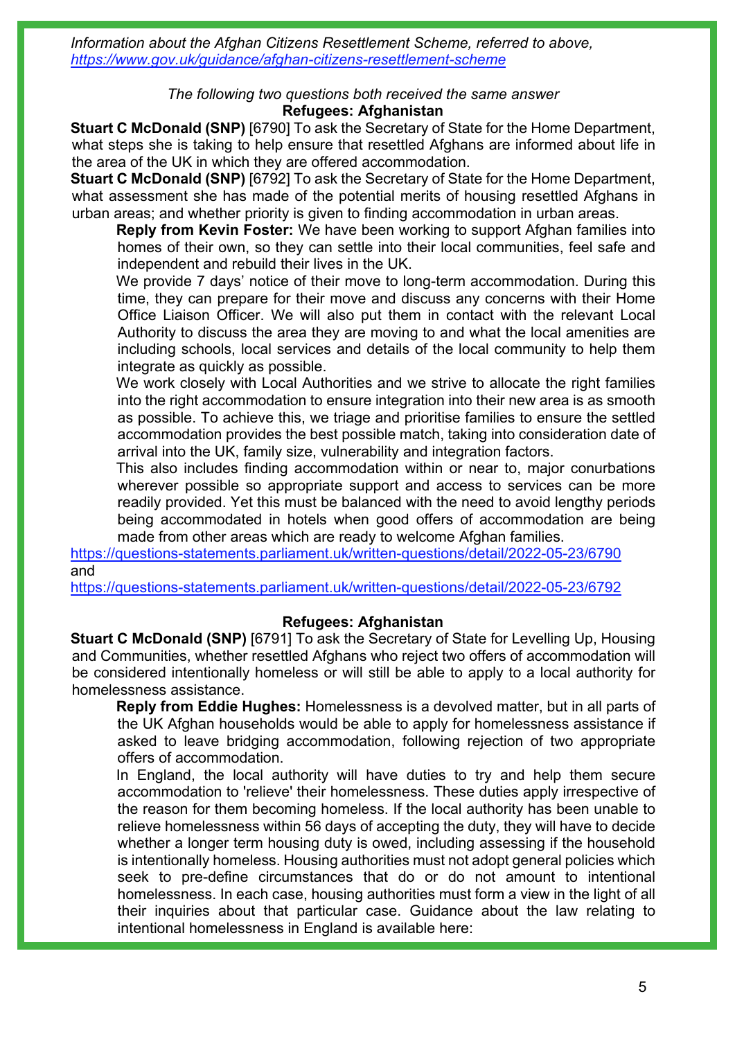*Information about the Afghan Citizens Resettlement Scheme, referred to above, https://www.gov.uk/guidance/afghan-citizens-resettlement-scheme*

*The following two questions both received the same answer*

**Refugees: Afghanistan**

**Stuart C McDonald (SNP)** [6790] To ask the Secretary of State for the Home Department, what steps she is taking to help ensure that resettled Afghans are informed about life in the area of the UK in which they are offered accommodation.

**Stuart C McDonald (SNP)** [6792] To ask the Secretary of State for the Home Department, what assessment she has made of the potential merits of housing resettled Afghans in urban areas; and whether priority is given to finding accommodation in urban areas.

**Reply from Kevin Foster:** We have been working to support Afghan families into homes of their own, so they can settle into their local communities, feel safe and independent and rebuild their lives in the UK.

We provide 7 days' notice of their move to long-term accommodation. During this time, they can prepare for their move and discuss any concerns with their Home Office Liaison Officer. We will also put them in contact with the relevant Local Authority to discuss the area they are moving to and what the local amenities are including schools, local services and details of the local community to help them integrate as quickly as possible.

We work closely with Local Authorities and we strive to allocate the right families into the right accommodation to ensure integration into their new area is as smooth as possible. To achieve this, we triage and prioritise families to ensure the settled accommodation provides the best possible match, taking into consideration date of arrival into the UK, family size, vulnerability and integration factors.

This also includes finding accommodation within or near to, major conurbations wherever possible so appropriate support and access to services can be more readily provided. Yet this must be balanced with the need to avoid lengthy periods being accommodated in hotels when good offers of accommodation are being made from other areas which are ready to welcome Afghan families.

https://questions-statements.parliament.uk/written-questions/detail/2022-05-23/6790
and
https://questions-statements.parliament.uk/written-questions/detail/2022-05-23/6792

**Refugees: Afghanistan**

**Stuart C McDonald (SNP)** [6791] To ask the Secretary of State for Levelling Up, Housing and Communities, whether resettled Afghans who reject two offers of accommodation will be considered intentionally homeless or will still be able to apply to a local authority for homelessness assistance.

**Reply from Eddie Hughes:** Homelessness is a devolved matter, but in all parts of the UK Afghan households would be able to apply for homelessness assistance if asked to leave bridging accommodation, following rejection of two appropriate offers of accommodation.

In England, the local authority will have duties to try and help them secure accommodation to 'relieve' their homelessness. These duties apply irrespective of the reason for them becoming homeless. If the local authority has been unable to relieve homelessness within 56 days of accepting the duty, they will have to decide whether a longer term housing duty is owed, including assessing if the household is intentionally homeless. Housing authorities must not adopt general policies which seek to pre-define circumstances that do or do not amount to intentional homelessness. In each case, housing authorities must form a view in the light of all their inquiries about that particular case. Guidance about the law relating to intentional homelessness in England is available here: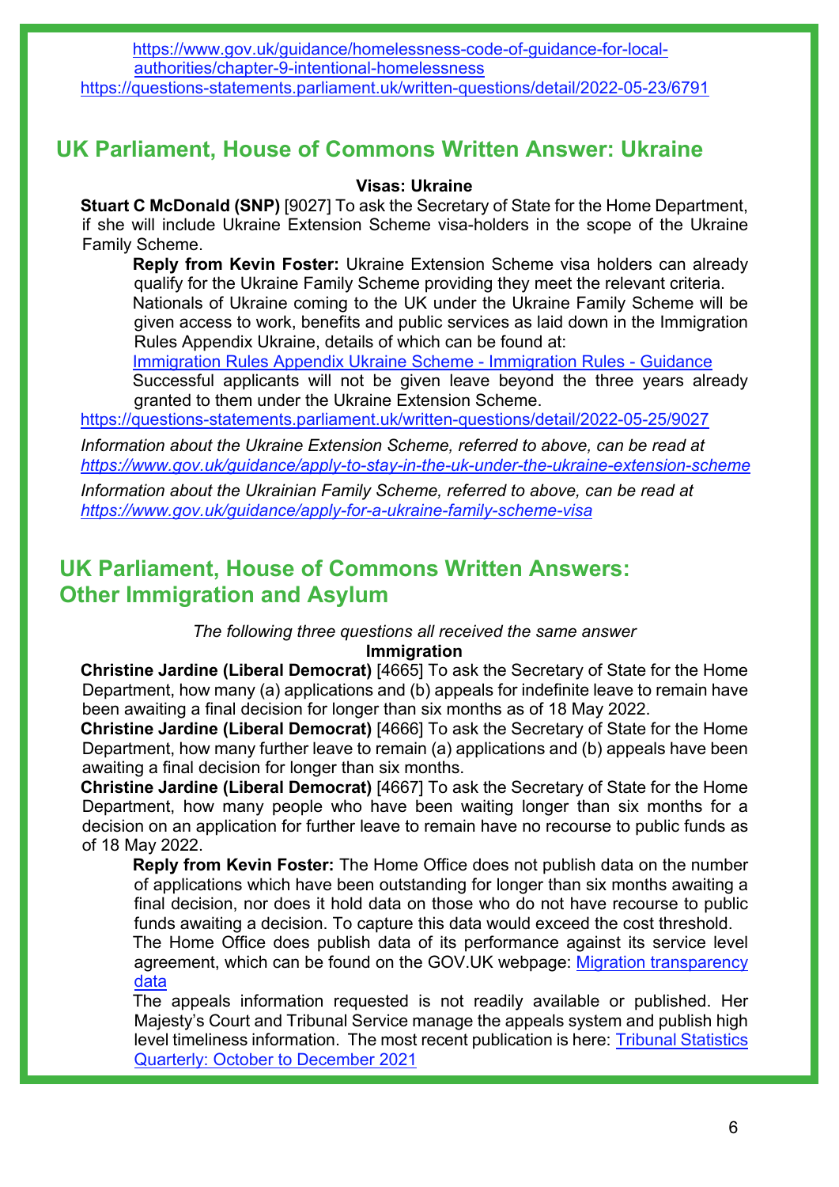https://www.gov.uk/guidance/homelessness-code-of-guidance-for-local-authorities/chapter-9-intentional-homelessness
https://questions-statements.parliament.uk/written-questions/detail/2022-05-23/6791

## UK Parliament, House of Commons Written Answer: Ukraine

**Visas: Ukraine**

**Stuart C McDonald (SNP)** [9027] To ask the Secretary of State for the Home Department, if she will include Ukraine Extension Scheme visa-holders in the scope of the Ukraine Family Scheme.

> **Reply from Kevin Foster:** Ukraine Extension Scheme visa holders can already qualify for the Ukraine Family Scheme providing they meet the relevant criteria.
>
> Nationals of Ukraine coming to the UK under the Ukraine Family Scheme will be given access to work, benefits and public services as laid down in the Immigration Rules Appendix Ukraine, details of which can be found at:
>
> Immigration Rules Appendix Ukraine Scheme - Immigration Rules - Guidance
>
> Successful applicants will not be given leave beyond the three years already granted to them under the Ukraine Extension Scheme.

https://questions-statements.parliament.uk/written-questions/detail/2022-05-25/9027

*Information about the Ukraine Extension Scheme, referred to above, can be read at https://www.gov.uk/guidance/apply-to-stay-in-the-uk-under-the-ukraine-extension-scheme*

*Information about the Ukrainian Family Scheme, referred to above, can be read at https://www.gov.uk/guidance/apply-for-a-ukraine-family-scheme-visa*

## UK Parliament, House of Commons Written Answers: Other Immigration and Asylum

*The following three questions all received the same answer*

**Immigration**

**Christine Jardine (Liberal Democrat)** [4665] To ask the Secretary of State for the Home Department, how many (a) applications and (b) appeals for indefinite leave to remain have been awaiting a final decision for longer than six months as of 18 May 2022.

**Christine Jardine (Liberal Democrat)** [4666] To ask the Secretary of State for the Home Department, how many further leave to remain (a) applications and (b) appeals have been awaiting a final decision for longer than six months.

**Christine Jardine (Liberal Democrat)** [4667] To ask the Secretary of State for the Home Department, how many people who have been waiting longer than six months for a decision on an application for further leave to remain have no recourse to public funds as of 18 May 2022.

> **Reply from Kevin Foster:** The Home Office does not publish data on the number of applications which have been outstanding for longer than six months awaiting a final decision, nor does it hold data on those who do not have recourse to public funds awaiting a decision. To capture this data would exceed the cost threshold.
>
> The Home Office does publish data of its performance against its service level agreement, which can be found on the GOV.UK webpage: Migration transparency data
>
> The appeals information requested is not readily available or published. Her Majesty's Court and Tribunal Service manage the appeals system and publish high level timeliness information. The most recent publication is here: Tribunal Statistics Quarterly: October to December 2021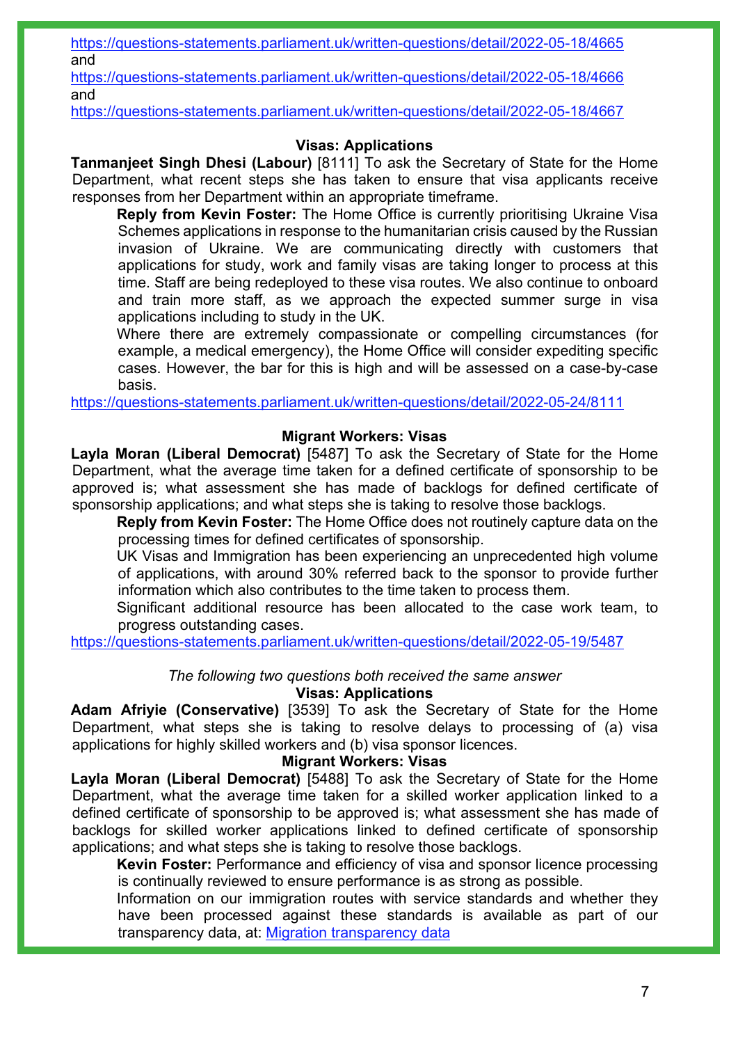https://questions-statements.parliament.uk/written-questions/detail/2022-05-18/4665
and
https://questions-statements.parliament.uk/written-questions/detail/2022-05-18/4666
and
https://questions-statements.parliament.uk/written-questions/detail/2022-05-18/4667

### Visas: Applications

**Tanmanjeet Singh Dhesi (Labour)** [8111] To ask the Secretary of State for the Home Department, what recent steps she has taken to ensure that visa applicants receive responses from her Department within an appropriate timeframe.

> **Reply from Kevin Foster:** The Home Office is currently prioritising Ukraine Visa Schemes applications in response to the humanitarian crisis caused by the Russian invasion of Ukraine. We are communicating directly with customers that applications for study, work and family visas are taking longer to process at this time. Staff are being redeployed to these visa routes. We also continue to onboard and train more staff, as we approach the expected summer surge in visa applications including to study in the UK.
>
> Where there are extremely compassionate or compelling circumstances (for example, a medical emergency), the Home Office will consider expediting specific cases. However, the bar for this is high and will be assessed on a case-by-case basis.

https://questions-statements.parliament.uk/written-questions/detail/2022-05-24/8111

### Migrant Workers: Visas

**Layla Moran (Liberal Democrat)** [5487] To ask the Secretary of State for the Home Department, what the average time taken for a defined certificate of sponsorship to be approved is; what assessment she has made of backlogs for defined certificate of sponsorship applications; and what steps she is taking to resolve those backlogs.

> **Reply from Kevin Foster:** The Home Office does not routinely capture data on the processing times for defined certificates of sponsorship.
>
> UK Visas and Immigration has been experiencing an unprecedented high volume of applications, with around 30% referred back to the sponsor to provide further information which also contributes to the time taken to process them.
>
> Significant additional resource has been allocated to the case work team, to progress outstanding cases.

https://questions-statements.parliament.uk/written-questions/detail/2022-05-19/5487

*The following two questions both received the same answer*

### Visas: Applications

**Adam Afriyie (Conservative)** [3539] To ask the Secretary of State for the Home Department, what steps she is taking to resolve delays to processing of (a) visa applications for highly skilled workers and (b) visa sponsor licences.

### Migrant Workers: Visas

**Layla Moran (Liberal Democrat)** [5488] To ask the Secretary of State for the Home Department, what the average time taken for a skilled worker application linked to a defined certificate of sponsorship to be approved is; what assessment she has made of backlogs for skilled worker applications linked to defined certificate of sponsorship applications; and what steps she is taking to resolve those backlogs.

> **Kevin Foster:** Performance and efficiency of visa and sponsor licence processing is continually reviewed to ensure performance is as strong as possible.
>
> Information on our immigration routes with service standards and whether they have been processed against these standards is available as part of our transparency data, at: Migration transparency data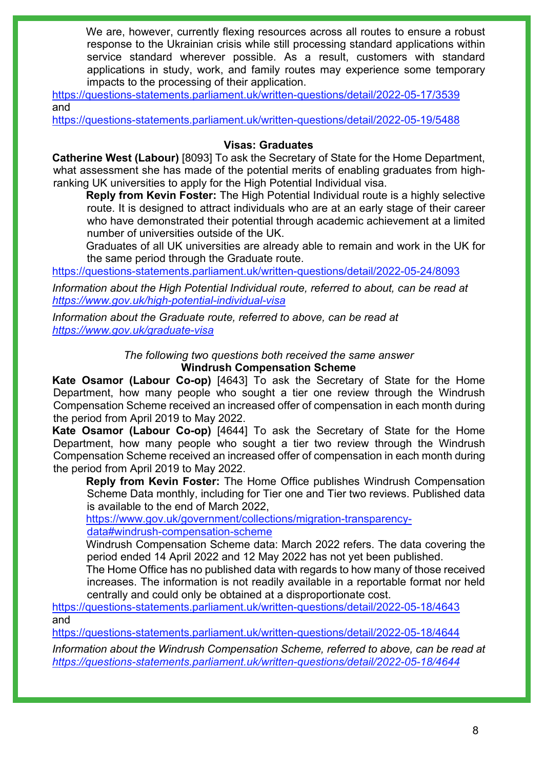We are, however, currently flexing resources across all routes to ensure a robust response to the Ukrainian crisis while still processing standard applications within service standard wherever possible. As a result, customers with standard applications in study, work, and family routes may experience some temporary impacts to the processing of their application.

https://questions-statements.parliament.uk/written-questions/detail/2022-05-17/3539
and
https://questions-statements.parliament.uk/written-questions/detail/2022-05-19/5488

### Visas: Graduates

**Catherine West (Labour)** [8093] To ask the Secretary of State for the Home Department, what assessment she has made of the potential merits of enabling graduates from high-ranking UK universities to apply for the High Potential Individual visa.

**Reply from Kevin Foster:** The High Potential Individual route is a highly selective route. It is designed to attract individuals who are at an early stage of their career who have demonstrated their potential through academic achievement at a limited number of universities outside of the UK.

Graduates of all UK universities are already able to remain and work in the UK for the same period through the Graduate route.

https://questions-statements.parliament.uk/written-questions/detail/2022-05-24/8093

*Information about the High Potential Individual route, referred to about, can be read at https://www.gov.uk/high-potential-individual-visa*

*Information about the Graduate route, referred to above, can be read at https://www.gov.uk/graduate-visa*

*The following two questions both received the same answer*

### Windrush Compensation Scheme

**Kate Osamor (Labour Co-op)** [4643] To ask the Secretary of State for the Home Department, how many people who sought a tier one review through the Windrush Compensation Scheme received an increased offer of compensation in each month during the period from April 2019 to May 2022.

**Kate Osamor (Labour Co-op)** [4644] To ask the Secretary of State for the Home Department, how many people who sought a tier two review through the Windrush Compensation Scheme received an increased offer of compensation in each month during the period from April 2019 to May 2022.

**Reply from Kevin Foster:** The Home Office publishes Windrush Compensation Scheme Data monthly, including for Tier one and Tier two reviews. Published data is available to the end of March 2022,

https://www.gov.uk/government/collections/migration-transparency-data#windrush-compensation-scheme

Windrush Compensation Scheme data: March 2022 refers. The data covering the period ended 14 April 2022 and 12 May 2022 has not yet been published.

The Home Office has no published data with regards to how many of those received increases. The information is not readily available in a reportable format nor held centrally and could only be obtained at a disproportionate cost.

https://questions-statements.parliament.uk/written-questions/detail/2022-05-18/4643
and
https://questions-statements.parliament.uk/written-questions/detail/2022-05-18/4644

*Information about the Windrush Compensation Scheme, referred to above, can be read at https://questions-statements.parliament.uk/written-questions/detail/2022-05-18/4644*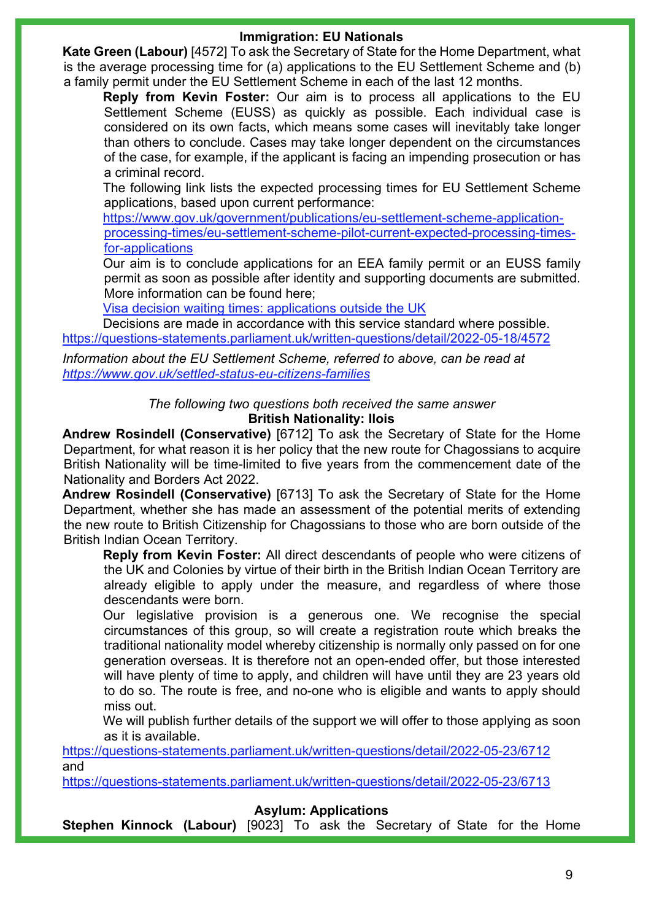### Immigration: EU Nationals

**Kate Green (Labour)** [4572] To ask the Secretary of State for the Home Department, what is the average processing time for (a) applications to the EU Settlement Scheme and (b) a family permit under the EU Settlement Scheme in each of the last 12 months.

**Reply from Kevin Foster:** Our aim is to process all applications to the EU Settlement Scheme (EUSS) as quickly as possible. Each individual case is considered on its own facts, which means some cases will inevitably take longer than others to conclude. Cases may take longer dependent on the circumstances of the case, for example, if the applicant is facing an impending prosecution or has a criminal record.

The following link lists the expected processing times for EU Settlement Scheme applications, based upon current performance:
https://www.gov.uk/government/publications/eu-settlement-scheme-application-processing-times/eu-settlement-scheme-pilot-current-expected-processing-times-for-applications

Our aim is to conclude applications for an EEA family permit or an EUSS family permit as soon as possible after identity and supporting documents are submitted. More information can be found here;
Visa decision waiting times: applications outside the UK

Decisions are made in accordance with this service standard where possible.

https://questions-statements.parliament.uk/written-questions/detail/2022-05-18/4572

*Information about the EU Settlement Scheme, referred to above, can be read at https://www.gov.uk/settled-status-eu-citizens-families*

*The following two questions both received the same answer*

### British Nationality: Ilois

**Andrew Rosindell (Conservative)** [6712] To ask the Secretary of State for the Home Department, for what reason it is her policy that the new route for Chagossians to acquire British Nationality will be time-limited to five years from the commencement date of the Nationality and Borders Act 2022.

**Andrew Rosindell (Conservative)** [6713] To ask the Secretary of State for the Home Department, whether she has made an assessment of the potential merits of extending the new route to British Citizenship for Chagossians to those who are born outside of the British Indian Ocean Territory.

**Reply from Kevin Foster:** All direct descendants of people who were citizens of the UK and Colonies by virtue of their birth in the British Indian Ocean Territory are already eligible to apply under the measure, and regardless of where those descendants were born.

Our legislative provision is a generous one. We recognise the special circumstances of this group, so will create a registration route which breaks the traditional nationality model whereby citizenship is normally only passed on for one generation overseas. It is therefore not an open-ended offer, but those interested will have plenty of time to apply, and children will have until they are 23 years old to do so. The route is free, and no-one who is eligible and wants to apply should miss out.

We will publish further details of the support we will offer to those applying as soon as it is available.

https://questions-statements.parliament.uk/written-questions/detail/2022-05-23/6712
and
https://questions-statements.parliament.uk/written-questions/detail/2022-05-23/6713

### Asylum: Applications

**Stephen Kinnock (Labour)** [9023] To ask the Secretary of State for the Home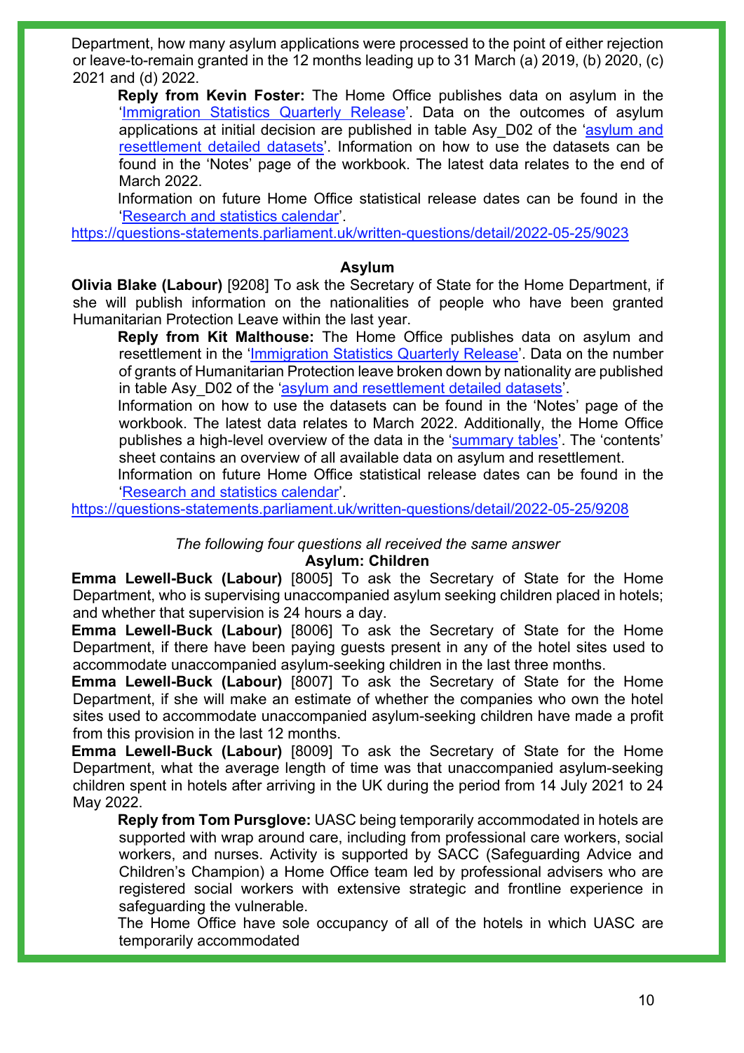Department, how many asylum applications were processed to the point of either rejection or leave-to-remain granted in the 12 months leading up to 31 March (a) 2019, (b) 2020, (c) 2021 and (d) 2022.

**Reply from Kevin Foster:** The Home Office publishes data on asylum in the '[Immigration Statistics Quarterly Release](#)'. Data on the outcomes of asylum applications at initial decision are published in table Asy_D02 of the '[asylum and resettlement detailed datasets](#)'. Information on how to use the datasets can be found in the 'Notes' page of the workbook. The latest data relates to the end of March 2022.

Information on future Home Office statistical release dates can be found in the '[Research and statistics calendar](#)'.

https://questions-statements.parliament.uk/written-questions/detail/2022-05-25/9023

### Asylum

**Olivia Blake (Labour)** [9208] To ask the Secretary of State for the Home Department, if she will publish information on the nationalities of people who have been granted Humanitarian Protection Leave within the last year.

**Reply from Kit Malthouse:** The Home Office publishes data on asylum and resettlement in the '[Immigration Statistics Quarterly Release](#)'. Data on the number of grants of Humanitarian Protection leave broken down by nationality are published in table Asy_D02 of the '[asylum and resettlement detailed datasets](#)'.

Information on how to use the datasets can be found in the 'Notes' page of the workbook. The latest data relates to March 2022. Additionally, the Home Office publishes a high-level overview of the data in the '[summary tables](#)'. The 'contents' sheet contains an overview of all available data on asylum and resettlement.

Information on future Home Office statistical release dates can be found in the '[Research and statistics calendar](#)'.

https://questions-statements.parliament.uk/written-questions/detail/2022-05-25/9208

*The following four questions all received the same answer*

### Asylum: Children

**Emma Lewell-Buck (Labour)** [8005] To ask the Secretary of State for the Home Department, who is supervising unaccompanied asylum seeking children placed in hotels; and whether that supervision is 24 hours a day.

**Emma Lewell-Buck (Labour)** [8006] To ask the Secretary of State for the Home Department, if there have been paying guests present in any of the hotel sites used to accommodate unaccompanied asylum-seeking children in the last three months.

**Emma Lewell-Buck (Labour)** [8007] To ask the Secretary of State for the Home Department, if she will make an estimate of whether the companies who own the hotel sites used to accommodate unaccompanied asylum-seeking children have made a profit from this provision in the last 12 months.

**Emma Lewell-Buck (Labour)** [8009] To ask the Secretary of State for the Home Department, what the average length of time was that unaccompanied asylum-seeking children spent in hotels after arriving in the UK during the period from 14 July 2021 to 24 May 2022.

**Reply from Tom Pursglove:** UASC being temporarily accommodated in hotels are supported with wrap around care, including from professional care workers, social workers, and nurses. Activity is supported by SACC (Safeguarding Advice and Children's Champion) a Home Office team led by professional advisers who are registered social workers with extensive strategic and frontline experience in safeguarding the vulnerable.

The Home Office have sole occupancy of all of the hotels in which UASC are temporarily accommodated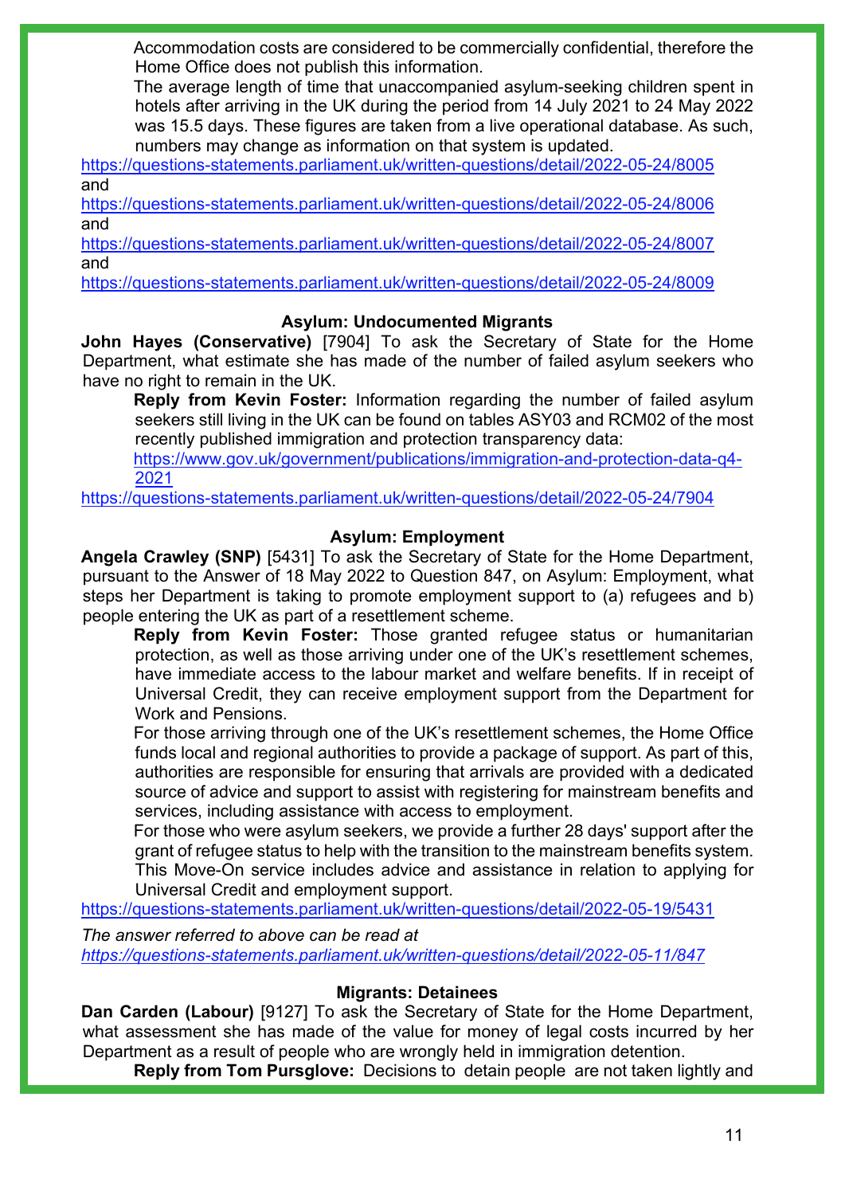Accommodation costs are considered to be commercially confidential, therefore the Home Office does not publish this information.

The average length of time that unaccompanied asylum-seeking children spent in hotels after arriving in the UK during the period from 14 July 2021 to 24 May 2022 was 15.5 days. These figures are taken from a live operational database. As such, numbers may change as information on that system is updated.

https://questions-statements.parliament.uk/written-questions/detail/2022-05-24/8005
and
https://questions-statements.parliament.uk/written-questions/detail/2022-05-24/8006
and
https://questions-statements.parliament.uk/written-questions/detail/2022-05-24/8007
and
https://questions-statements.parliament.uk/written-questions/detail/2022-05-24/8009

### Asylum: Undocumented Migrants

**John Hayes (Conservative)** [7904] To ask the Secretary of State for the Home Department, what estimate she has made of the number of failed asylum seekers who have no right to remain in the UK.

**Reply from Kevin Foster:** Information regarding the number of failed asylum seekers still living in the UK can be found on tables ASY03 and RCM02 of the most recently published immigration and protection transparency data:
https://www.gov.uk/government/publications/immigration-and-protection-data-q4-2021

https://questions-statements.parliament.uk/written-questions/detail/2022-05-24/7904

### Asylum: Employment

**Angela Crawley (SNP)** [5431] To ask the Secretary of State for the Home Department, pursuant to the Answer of 18 May 2022 to Question 847, on Asylum: Employment, what steps her Department is taking to promote employment support to (a) refugees and b) people entering the UK as part of a resettlement scheme.

**Reply from Kevin Foster:** Those granted refugee status or humanitarian protection, as well as those arriving under one of the UK's resettlement schemes, have immediate access to the labour market and welfare benefits. If in receipt of Universal Credit, they can receive employment support from the Department for Work and Pensions.

For those arriving through one of the UK's resettlement schemes, the Home Office funds local and regional authorities to provide a package of support. As part of this, authorities are responsible for ensuring that arrivals are provided with a dedicated source of advice and support to assist with registering for mainstream benefits and services, including assistance with access to employment.

For those who were asylum seekers, we provide a further 28 days' support after the grant of refugee status to help with the transition to the mainstream benefits system. This Move-On service includes advice and assistance in relation to applying for Universal Credit and employment support.

https://questions-statements.parliament.uk/written-questions/detail/2022-05-19/5431

*The answer referred to above can be read at*
*https://questions-statements.parliament.uk/written-questions/detail/2022-05-11/847*

### Migrants: Detainees

**Dan Carden (Labour)** [9127] To ask the Secretary of State for the Home Department, what assessment she has made of the value for money of legal costs incurred by her Department as a result of people who are wrongly held in immigration detention.

**Reply from Tom Pursglove:** Decisions to detain people are not taken lightly and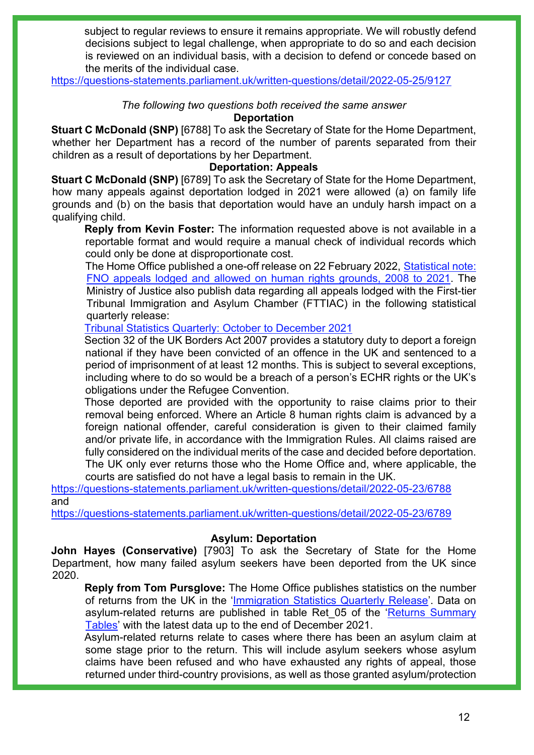subject to regular reviews to ensure it remains appropriate. We will robustly defend decisions subject to legal challenge, when appropriate to do so and each decision is reviewed on an individual basis, with a decision to defend or concede based on the merits of the individual case.

https://questions-statements.parliament.uk/written-questions/detail/2022-05-25/9127

*The following two questions both received the same answer*

**Deportation**

**Stuart C McDonald (SNP)** [6788] To ask the Secretary of State for the Home Department, whether her Department has a record of the number of parents separated from their children as a result of deportations by her Department.

**Deportation: Appeals**

**Stuart C McDonald (SNP)** [6789] To ask the Secretary of State for the Home Department, how many appeals against deportation lodged in 2021 were allowed (a) on family life grounds and (b) on the basis that deportation would have an unduly harsh impact on a qualifying child.

**Reply from Kevin Foster:** The information requested above is not available in a reportable format and would require a manual check of individual records which could only be done at disproportionate cost.

The Home Office published a one-off release on 22 February 2022, Statistical note: FNO appeals lodged and allowed on human rights grounds, 2008 to 2021. The Ministry of Justice also publish data regarding all appeals lodged with the First-tier Tribunal Immigration and Asylum Chamber (FTTIAC) in the following statistical quarterly release:

Tribunal Statistics Quarterly: October to December 2021

Section 32 of the UK Borders Act 2007 provides a statutory duty to deport a foreign national if they have been convicted of an offence in the UK and sentenced to a period of imprisonment of at least 12 months. This is subject to several exceptions, including where to do so would be a breach of a person's ECHR rights or the UK's obligations under the Refugee Convention.

Those deported are provided with the opportunity to raise claims prior to their removal being enforced. Where an Article 8 human rights claim is advanced by a foreign national offender, careful consideration is given to their claimed family and/or private life, in accordance with the Immigration Rules. All claims raised are fully considered on the individual merits of the case and decided before deportation. The UK only ever returns those who the Home Office and, where applicable, the courts are satisfied do not have a legal basis to remain in the UK.

https://questions-statements.parliament.uk/written-questions/detail/2022-05-23/6788
and
https://questions-statements.parliament.uk/written-questions/detail/2022-05-23/6789

**Asylum: Deportation**

**John Hayes (Conservative)** [7903] To ask the Secretary of State for the Home Department, how many failed asylum seekers have been deported from the UK since 2020.

**Reply from Tom Pursglove:** The Home Office publishes statistics on the number of returns from the UK in the 'Immigration Statistics Quarterly Release'. Data on asylum-related returns are published in table Ret_05 of the 'Returns Summary Tables' with the latest data up to the end of December 2021.

Asylum-related returns relate to cases where there has been an asylum claim at some stage prior to the return. This will include asylum seekers whose asylum claims have been refused and who have exhausted any rights of appeal, those returned under third-country provisions, as well as those granted asylum/protection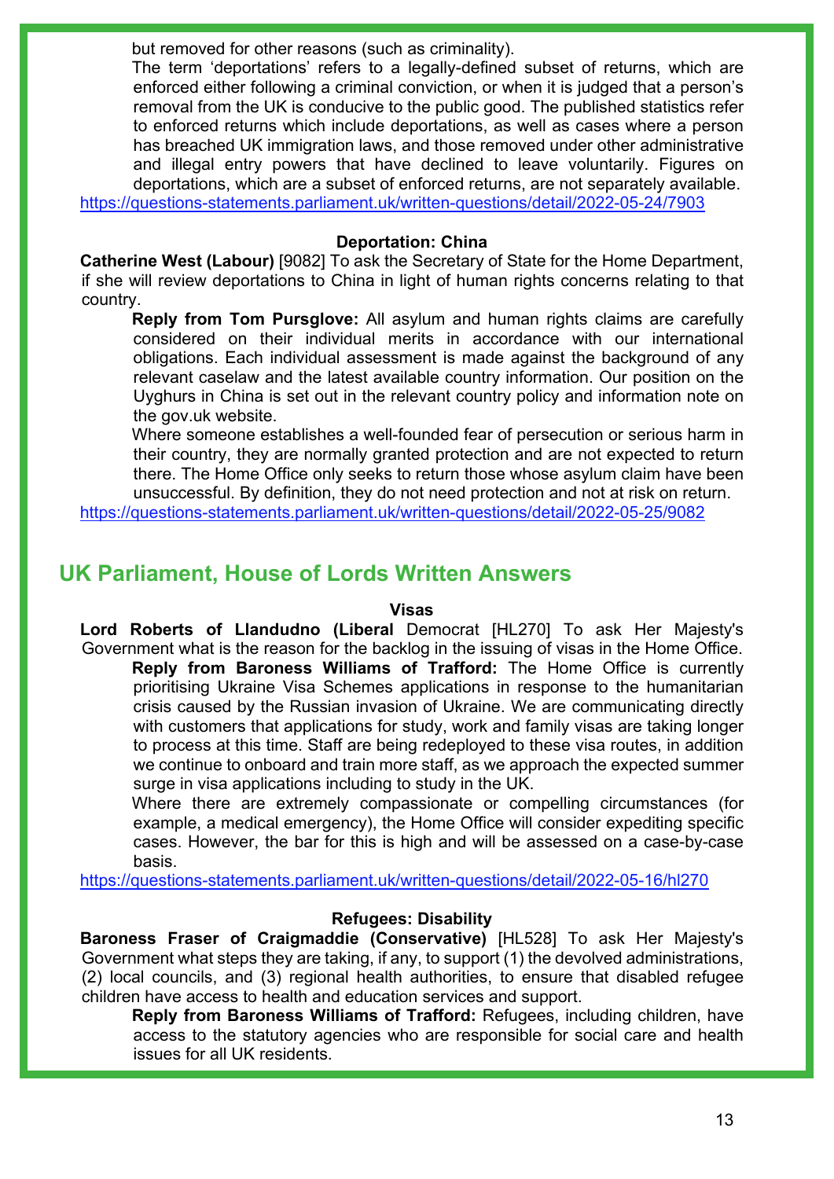but removed for other reasons (such as criminality).

The term 'deportations' refers to a legally-defined subset of returns, which are enforced either following a criminal conviction, or when it is judged that a person's removal from the UK is conducive to the public good. The published statistics refer to enforced returns which include deportations, as well as cases where a person has breached UK immigration laws, and those removed under other administrative and illegal entry powers that have declined to leave voluntarily. Figures on deportations, which are a subset of enforced returns, are not separately available.

https://questions-statements.parliament.uk/written-questions/detail/2022-05-24/7903

### Deportation: China

**Catherine West (Labour)** [9082] To ask the Secretary of State for the Home Department, if she will review deportations to China in light of human rights concerns relating to that country.

**Reply from Tom Pursglove:** All asylum and human rights claims are carefully considered on their individual merits in accordance with our international obligations. Each individual assessment is made against the background of any relevant caselaw and the latest available country information. Our position on the Uyghurs in China is set out in the relevant country policy and information note on the gov.uk website.

Where someone establishes a well-founded fear of persecution or serious harm in their country, they are normally granted protection and are not expected to return there. The Home Office only seeks to return those whose asylum claim have been unsuccessful. By definition, they do not need protection and not at risk on return.

https://questions-statements.parliament.uk/written-questions/detail/2022-05-25/9082

## UK Parliament, House of Lords Written Answers

### Visas

**Lord Roberts of Llandudno (Liberal** Democrat [HL270] To ask Her Majesty's Government what is the reason for the backlog in the issuing of visas in the Home Office.

**Reply from Baroness Williams of Trafford:** The Home Office is currently prioritising Ukraine Visa Schemes applications in response to the humanitarian crisis caused by the Russian invasion of Ukraine. We are communicating directly with customers that applications for study, work and family visas are taking longer to process at this time. Staff are being redeployed to these visa routes, in addition we continue to onboard and train more staff, as we approach the expected summer surge in visa applications including to study in the UK.

Where there are extremely compassionate or compelling circumstances (for example, a medical emergency), the Home Office will consider expediting specific cases. However, the bar for this is high and will be assessed on a case-by-case basis.

https://questions-statements.parliament.uk/written-questions/detail/2022-05-16/hl270

### Refugees: Disability

**Baroness Fraser of Craigmaddie (Conservative)** [HL528] To ask Her Majesty's Government what steps they are taking, if any, to support (1) the devolved administrations, (2) local councils, and (3) regional health authorities, to ensure that disabled refugee children have access to health and education services and support.

**Reply from Baroness Williams of Trafford:** Refugees, including children, have access to the statutory agencies who are responsible for social care and health issues for all UK residents.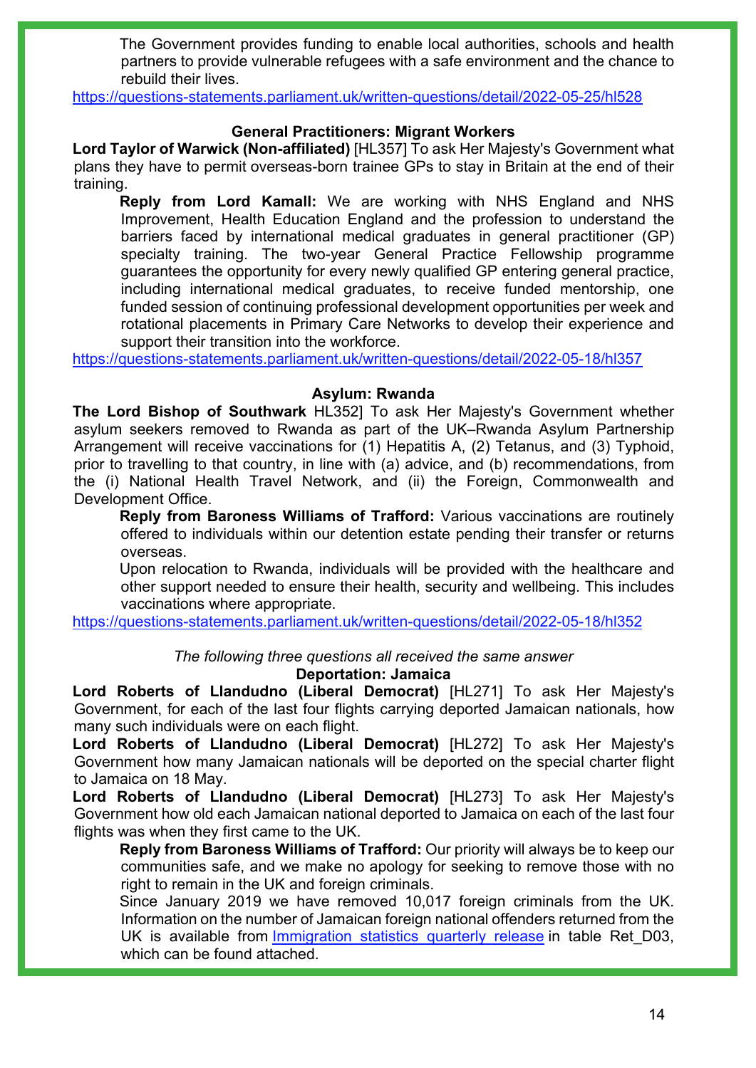The Government provides funding to enable local authorities, schools and health partners to provide vulnerable refugees with a safe environment and the chance to rebuild their lives.

https://questions-statements.parliament.uk/written-questions/detail/2022-05-25/hl528

**General Practitioners: Migrant Workers**

**Lord Taylor of Warwick (Non-affiliated)** [HL357] To ask Her Majesty's Government what plans they have to permit overseas-born trainee GPs to stay in Britain at the end of their training.

**Reply from Lord Kamall:** We are working with NHS England and NHS Improvement, Health Education England and the profession to understand the barriers faced by international medical graduates in general practitioner (GP) specialty training. The two-year General Practice Fellowship programme guarantees the opportunity for every newly qualified GP entering general practice, including international medical graduates, to receive funded mentorship, one funded session of continuing professional development opportunities per week and rotational placements in Primary Care Networks to develop their experience and support their transition into the workforce.

https://questions-statements.parliament.uk/written-questions/detail/2022-05-18/hl357

**Asylum: Rwanda**

**The Lord Bishop of Southwark** HL352] To ask Her Majesty's Government whether asylum seekers removed to Rwanda as part of the UK–Rwanda Asylum Partnership Arrangement will receive vaccinations for (1) Hepatitis A, (2) Tetanus, and (3) Typhoid, prior to travelling to that country, in line with (a) advice, and (b) recommendations, from the (i) National Health Travel Network, and (ii) the Foreign, Commonwealth and Development Office.

**Reply from Baroness Williams of Trafford:** Various vaccinations are routinely offered to individuals within our detention estate pending their transfer or returns overseas.

Upon relocation to Rwanda, individuals will be provided with the healthcare and other support needed to ensure their health, security and wellbeing. This includes vaccinations where appropriate.

https://questions-statements.parliament.uk/written-questions/detail/2022-05-18/hl352

*The following three questions all received the same answer*

**Deportation: Jamaica**

**Lord Roberts of Llandudno (Liberal Democrat)** [HL271] To ask Her Majesty's Government, for each of the last four flights carrying deported Jamaican nationals, how many such individuals were on each flight.

**Lord Roberts of Llandudno (Liberal Democrat)** [HL272] To ask Her Majesty's Government how many Jamaican nationals will be deported on the special charter flight to Jamaica on 18 May.

**Lord Roberts of Llandudno (Liberal Democrat)** [HL273] To ask Her Majesty's Government how old each Jamaican national deported to Jamaica on each of the last four flights was when they first came to the UK.

**Reply from Baroness Williams of Trafford:** Our priority will always be to keep our communities safe, and we make no apology for seeking to remove those with no right to remain in the UK and foreign criminals.

Since January 2019 we have removed 10,017 foreign criminals from the UK. Information on the number of Jamaican foreign national offenders returned from the UK is available from Immigration statistics quarterly release in table Ret_D03, which can be found attached.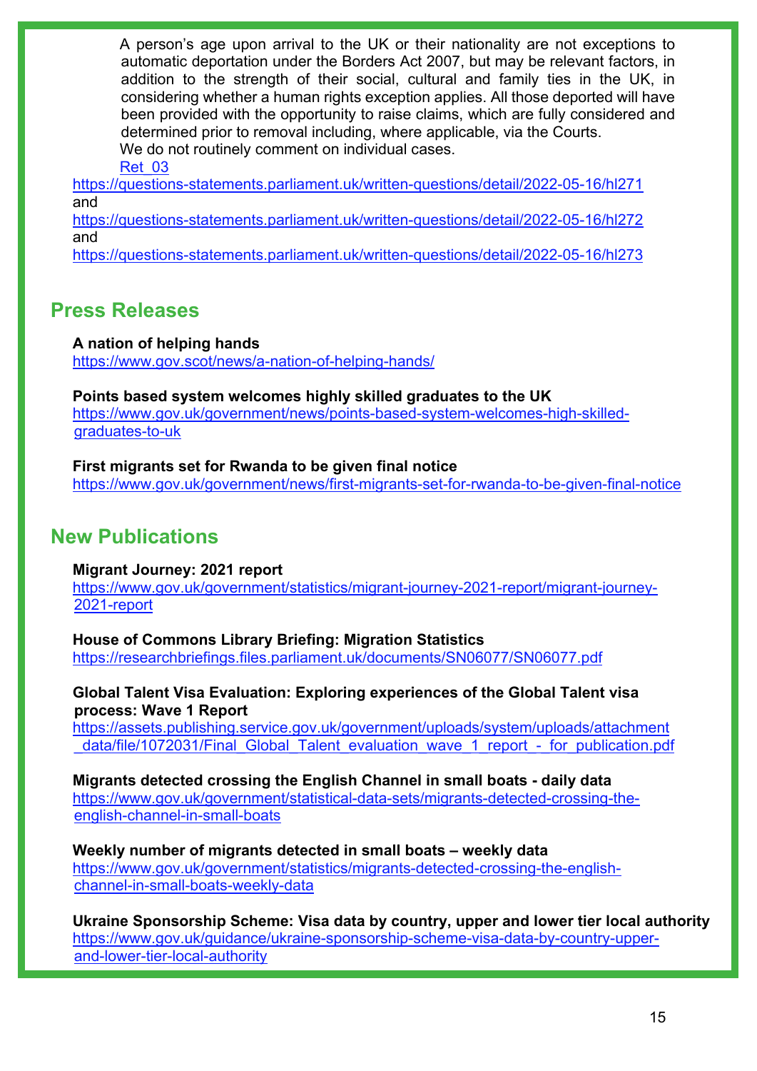A person's age upon arrival to the UK or their nationality are not exceptions to automatic deportation under the Borders Act 2007, but may be relevant factors, in addition to the strength of their social, cultural and family ties in the UK, in considering whether a human rights exception applies. All those deported will have been provided with the opportunity to raise claims, which are fully considered and determined prior to removal including, where applicable, via the Courts.

We do not routinely comment on individual cases.

Ret_03

https://questions-statements.parliament.uk/written-questions/detail/2022-05-16/hl271
and
https://questions-statements.parliament.uk/written-questions/detail/2022-05-16/hl272
and
https://questions-statements.parliament.uk/written-questions/detail/2022-05-16/hl273

## Press Releases

**A nation of helping hands**
https://www.gov.scot/news/a-nation-of-helping-hands/

**Points based system welcomes highly skilled graduates to the UK**
https://www.gov.uk/government/news/points-based-system-welcomes-high-skilled-graduates-to-uk

**First migrants set for Rwanda to be given final notice**
https://www.gov.uk/government/news/first-migrants-set-for-rwanda-to-be-given-final-notice

## New Publications

**Migrant Journey: 2021 report**
https://www.gov.uk/government/statistics/migrant-journey-2021-report/migrant-journey-2021-report

**House of Commons Library Briefing: Migration Statistics**
https://researchbriefings.files.parliament.uk/documents/SN06077/SN06077.pdf

**Global Talent Visa Evaluation: Exploring experiences of the Global Talent visa process: Wave 1 Report**
https://assets.publishing.service.gov.uk/government/uploads/system/uploads/attachment_data/file/1072031/Final_Global_Talent_evaluation_wave_1_report_-_for_publication.pdf

**Migrants detected crossing the English Channel in small boats - daily data**
https://www.gov.uk/government/statistical-data-sets/migrants-detected-crossing-the-english-channel-in-small-boats

**Weekly number of migrants detected in small boats – weekly data**
https://www.gov.uk/government/statistics/migrants-detected-crossing-the-english-channel-in-small-boats-weekly-data

**Ukraine Sponsorship Scheme: Visa data by country, upper and lower tier local authority**
https://www.gov.uk/guidance/ukraine-sponsorship-scheme-visa-data-by-country-upper-and-lower-tier-local-authority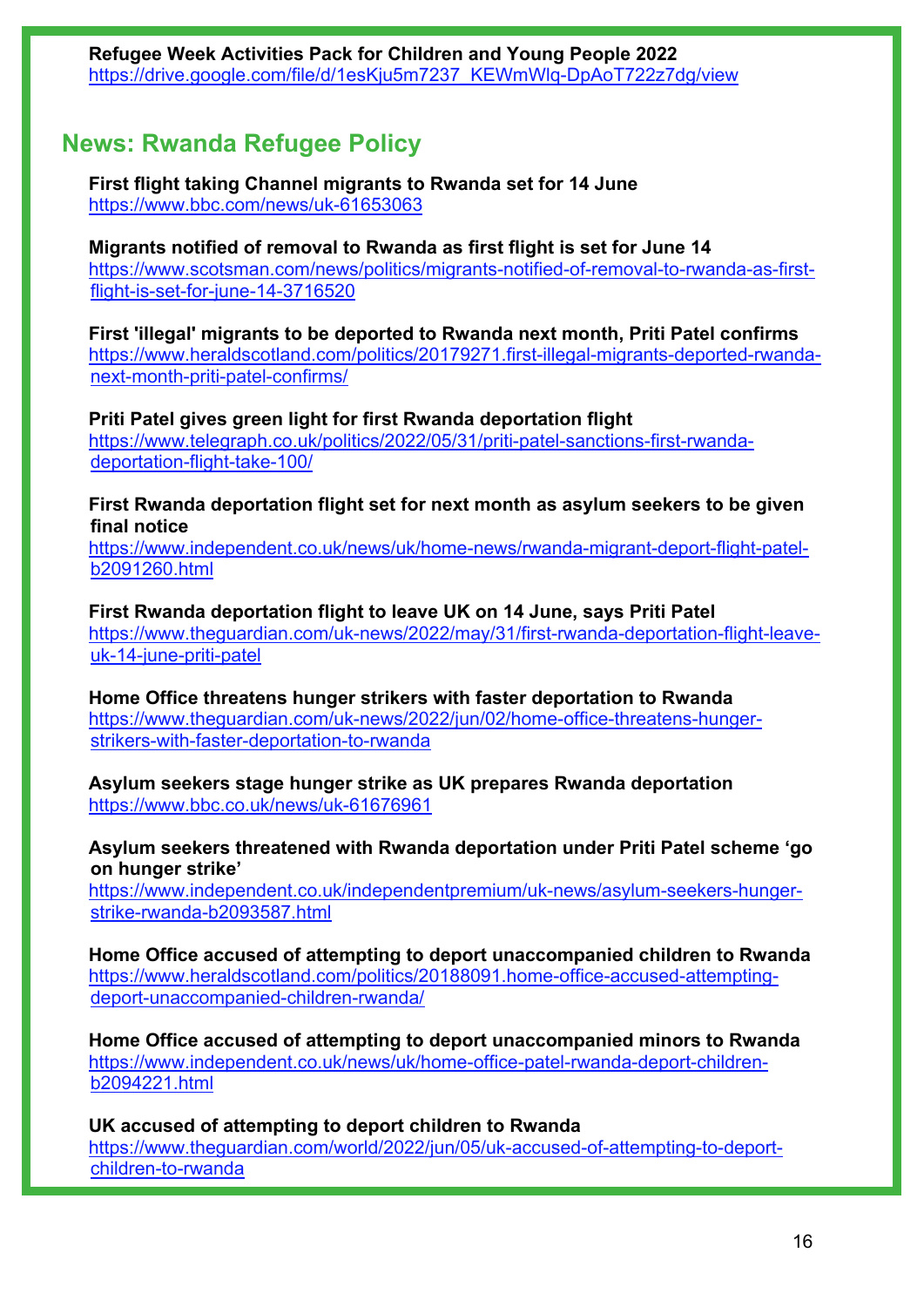**Refugee Week Activities Pack for Children and Young People 2022**
https://drive.google.com/file/d/1esKju5m7237_KEWmWlq-DpAoT722z7dg/view

## News: Rwanda Refugee Policy

**First flight taking Channel migrants to Rwanda set for 14 June**
https://www.bbc.com/news/uk-61653063

**Migrants notified of removal to Rwanda as first flight is set for June 14**
https://www.scotsman.com/news/politics/migrants-notified-of-removal-to-rwanda-as-first-flight-is-set-for-june-14-3716520

**First 'illegal' migrants to be deported to Rwanda next month, Priti Patel confirms**
https://www.heraldscotland.com/politics/20179271.first-illegal-migrants-deported-rwanda-next-month-priti-patel-confirms/

**Priti Patel gives green light for first Rwanda deportation flight**
https://www.telegraph.co.uk/politics/2022/05/31/priti-patel-sanctions-first-rwanda-deportation-flight-take-100/

**First Rwanda deportation flight set for next month as asylum seekers to be given final notice**
https://www.independent.co.uk/news/uk/home-news/rwanda-migrant-deport-flight-patel-b2091260.html

**First Rwanda deportation flight to leave UK on 14 June, says Priti Patel**
https://www.theguardian.com/uk-news/2022/may/31/first-rwanda-deportation-flight-leave-uk-14-june-priti-patel

**Home Office threatens hunger strikers with faster deportation to Rwanda**
https://www.theguardian.com/uk-news/2022/jun/02/home-office-threatens-hunger-strikers-with-faster-deportation-to-rwanda

**Asylum seekers stage hunger strike as UK prepares Rwanda deportation**
https://www.bbc.co.uk/news/uk-61676961

**Asylum seekers threatened with Rwanda deportation under Priti Patel scheme 'go on hunger strike'**
https://www.independent.co.uk/independentpremium/uk-news/asylum-seekers-hunger-strike-rwanda-b2093587.html

**Home Office accused of attempting to deport unaccompanied children to Rwanda**
https://www.heraldscotland.com/politics/20188091.home-office-accused-attempting-deport-unaccompanied-children-rwanda/

**Home Office accused of attempting to deport unaccompanied minors to Rwanda**
https://www.independent.co.uk/news/uk/home-office-patel-rwanda-deport-children-b2094221.html

**UK accused of attempting to deport children to Rwanda**
https://www.theguardian.com/world/2022/jun/05/uk-accused-of-attempting-to-deport-children-to-rwanda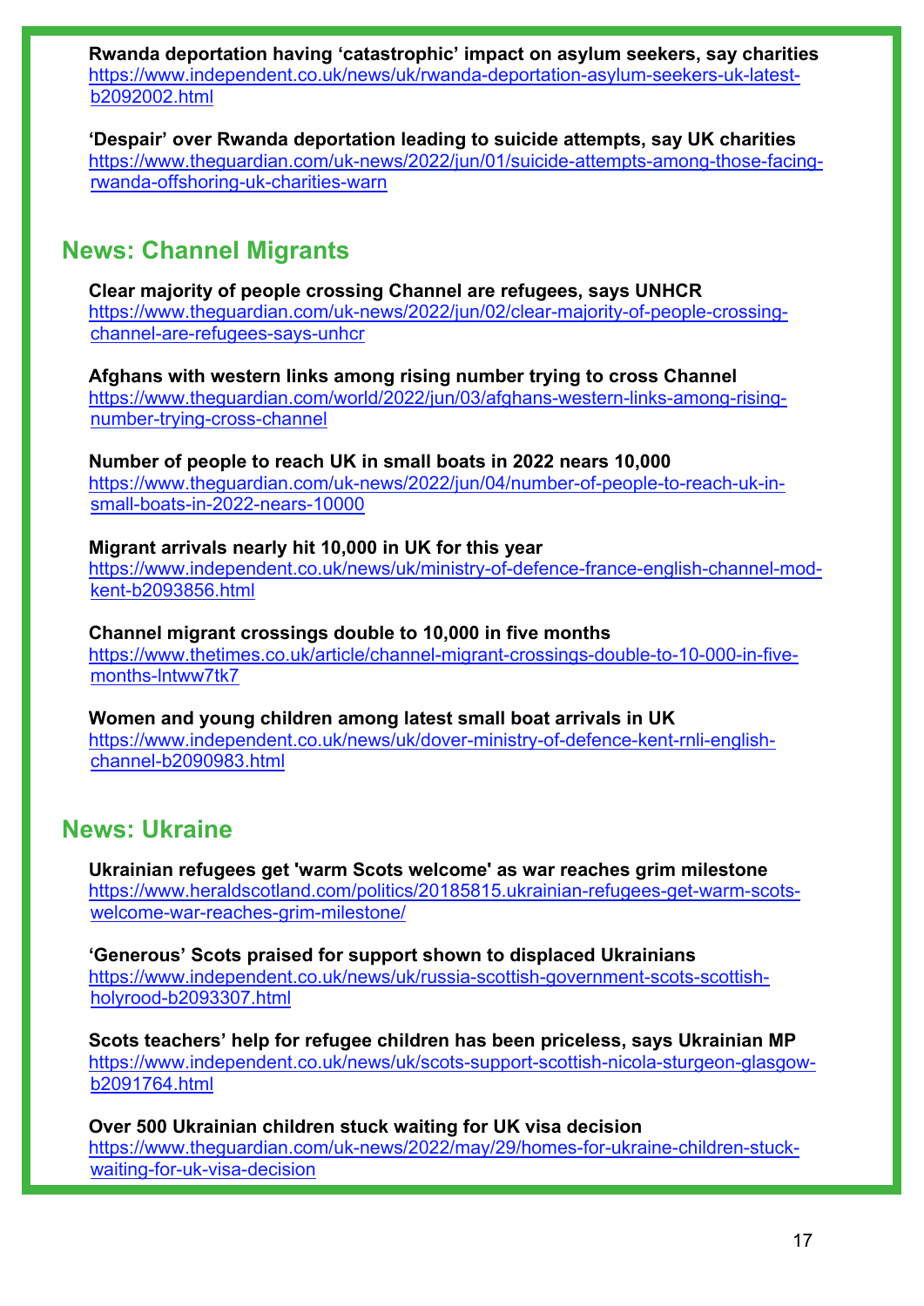**Rwanda deportation having 'catastrophic' impact on asylum seekers, say charities**
https://www.independent.co.uk/news/uk/rwanda-deportation-asylum-seekers-uk-latest-b2092002.html

**'Despair' over Rwanda deportation leading to suicide attempts, say UK charities**
https://www.theguardian.com/uk-news/2022/jun/01/suicide-attempts-among-those-facing-rwanda-offshoring-uk-charities-warn

## News: Channel Migrants

**Clear majority of people crossing Channel are refugees, says UNHCR**
https://www.theguardian.com/uk-news/2022/jun/02/clear-majority-of-people-crossing-channel-are-refugees-says-unhcr

**Afghans with western links among rising number trying to cross Channel**
https://www.theguardian.com/world/2022/jun/03/afghans-western-links-among-rising-number-trying-cross-channel

**Number of people to reach UK in small boats in 2022 nears 10,000**
https://www.theguardian.com/uk-news/2022/jun/04/number-of-people-to-reach-uk-in-small-boats-in-2022-nears-10000

**Migrant arrivals nearly hit 10,000 in UK for this year**
https://www.independent.co.uk/news/uk/ministry-of-defence-france-english-channel-mod-kent-b2093856.html

**Channel migrant crossings double to 10,000 in five months**
https://www.thetimes.co.uk/article/channel-migrant-crossings-double-to-10-000-in-five-months-lntww7tk7

**Women and young children among latest small boat arrivals in UK**
https://www.independent.co.uk/news/uk/dover-ministry-of-defence-kent-rnli-english-channel-b2090983.html

## News: Ukraine

**Ukrainian refugees get 'warm Scots welcome' as war reaches grim milestone**
https://www.heraldscotland.com/politics/20185815.ukrainian-refugees-get-warm-scots-welcome-war-reaches-grim-milestone/

**'Generous' Scots praised for support shown to displaced Ukrainians**
https://www.independent.co.uk/news/uk/russia-scottish-government-scots-scottish-holyrood-b2093307.html

**Scots teachers' help for refugee children has been priceless, says Ukrainian MP**
https://www.independent.co.uk/news/uk/scots-support-scottish-nicola-sturgeon-glasgow-b2091764.html

**Over 500 Ukrainian children stuck waiting for UK visa decision**
https://www.theguardian.com/uk-news/2022/may/29/homes-for-ukraine-children-stuck-waiting-for-uk-visa-decision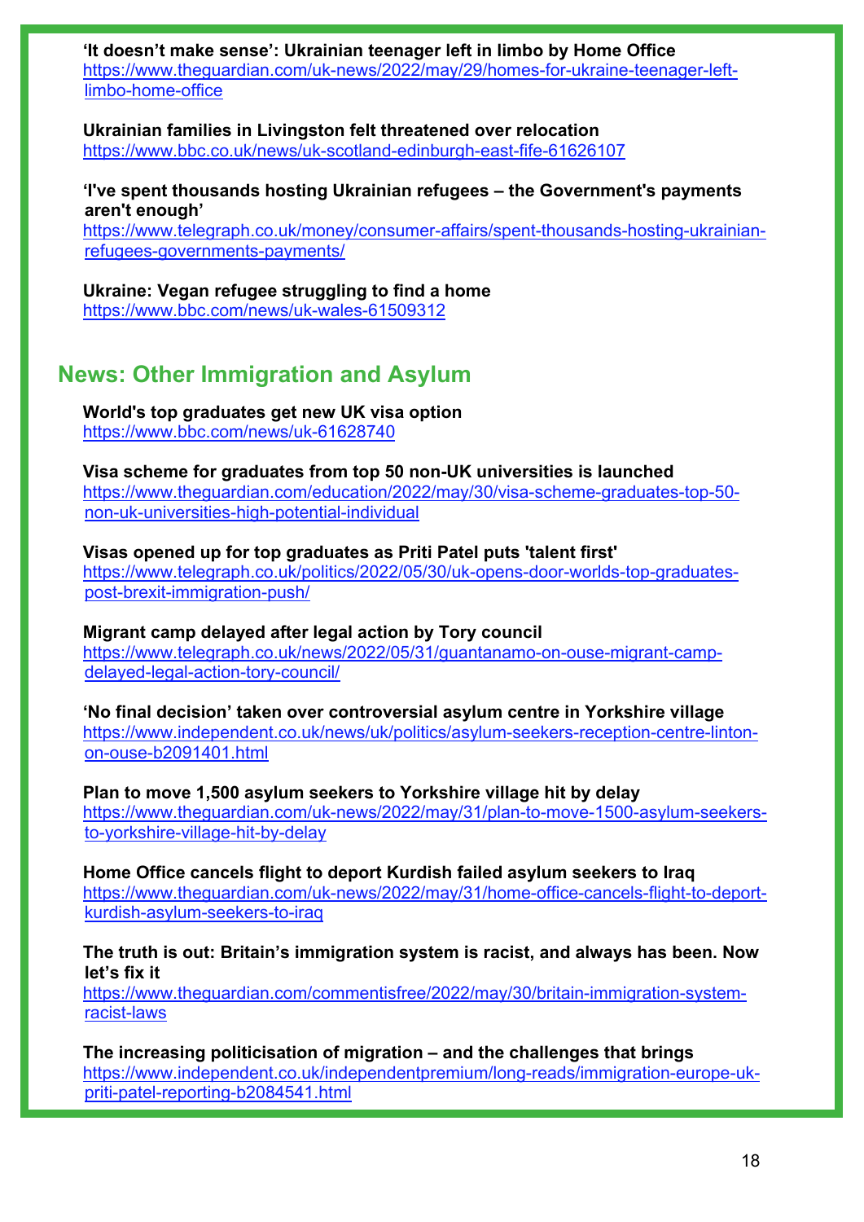**'It doesn't make sense': Ukrainian teenager left in limbo by Home Office**
https://www.theguardian.com/uk-news/2022/may/29/homes-for-ukraine-teenager-left-limbo-home-office

**Ukrainian families in Livingston felt threatened over relocation**
https://www.bbc.co.uk/news/uk-scotland-edinburgh-east-fife-61626107

**'I've spent thousands hosting Ukrainian refugees – the Government's payments aren't enough'**
https://www.telegraph.co.uk/money/consumer-affairs/spent-thousands-hosting-ukrainian-refugees-governments-payments/

**Ukraine: Vegan refugee struggling to find a home**
https://www.bbc.com/news/uk-wales-61509312

## News: Other Immigration and Asylum

**World's top graduates get new UK visa option**
https://www.bbc.com/news/uk-61628740

**Visa scheme for graduates from top 50 non-UK universities is launched**
https://www.theguardian.com/education/2022/may/30/visa-scheme-graduates-top-50-non-uk-universities-high-potential-individual

**Visas opened up for top graduates as Priti Patel puts 'talent first'**
https://www.telegraph.co.uk/politics/2022/05/30/uk-opens-door-worlds-top-graduates-post-brexit-immigration-push/

**Migrant camp delayed after legal action by Tory council**
https://www.telegraph.co.uk/news/2022/05/31/guantanamo-on-ouse-migrant-camp-delayed-legal-action-tory-council/

**'No final decision' taken over controversial asylum centre in Yorkshire village**
https://www.independent.co.uk/news/uk/politics/asylum-seekers-reception-centre-linton-on-ouse-b2091401.html

**Plan to move 1,500 asylum seekers to Yorkshire village hit by delay**
https://www.theguardian.com/uk-news/2022/may/31/plan-to-move-1500-asylum-seekers-to-yorkshire-village-hit-by-delay

**Home Office cancels flight to deport Kurdish failed asylum seekers to Iraq**
https://www.theguardian.com/uk-news/2022/may/31/home-office-cancels-flight-to-deport-kurdish-asylum-seekers-to-iraq

**The truth is out: Britain's immigration system is racist, and always has been. Now let's fix it**
https://www.theguardian.com/commentisfree/2022/may/30/britain-immigration-system-racist-laws

**The increasing politicisation of migration – and the challenges that brings**
https://www.independent.co.uk/independentpremium/long-reads/immigration-europe-uk-priti-patel-reporting-b2084541.html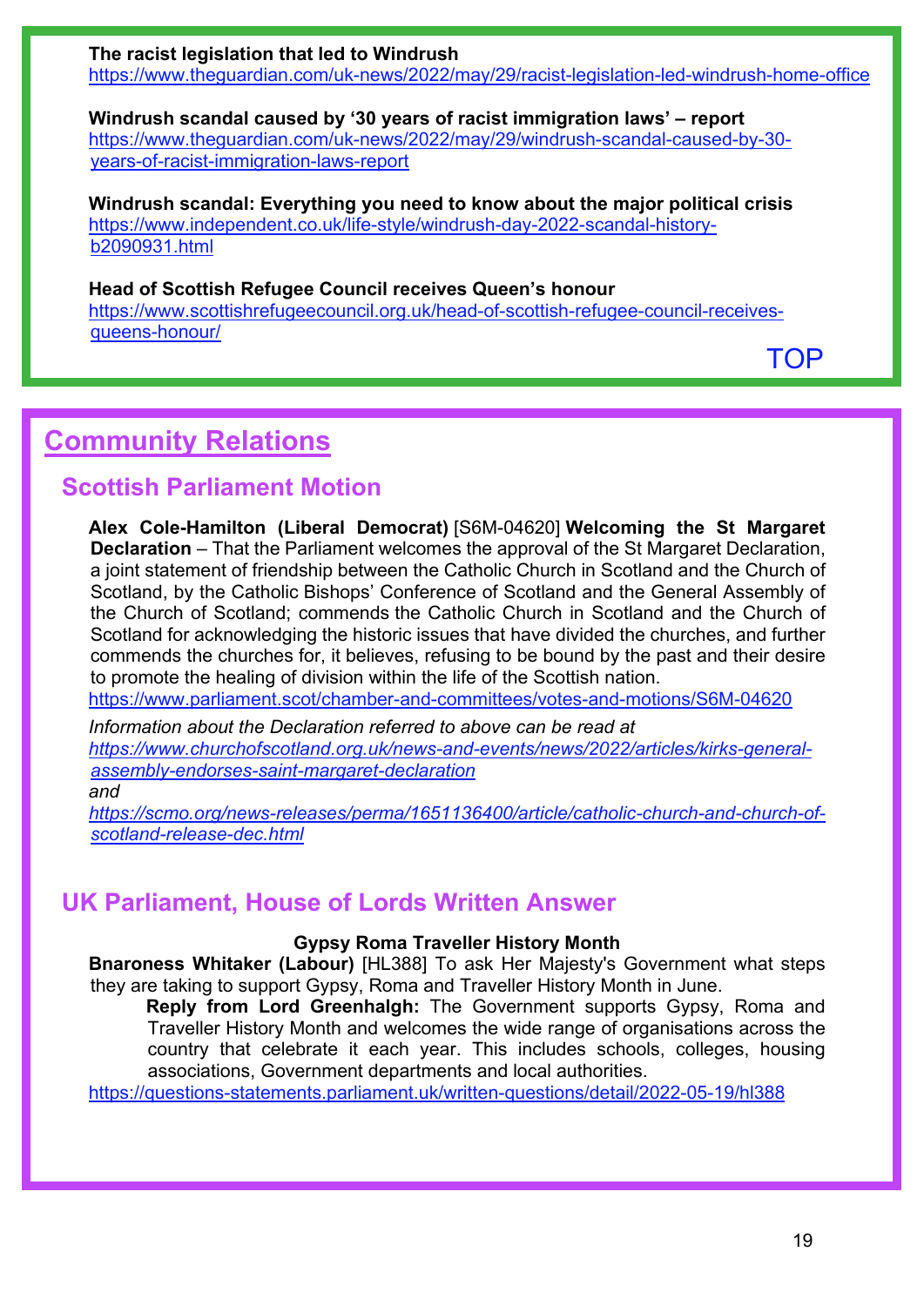**The racist legislation that led to Windrush**
https://www.theguardian.com/uk-news/2022/may/29/racist-legislation-led-windrush-home-office

**Windrush scandal caused by '30 years of racist immigration laws' – report**
https://www.theguardian.com/uk-news/2022/may/29/windrush-scandal-caused-by-30-years-of-racist-immigration-laws-report

**Windrush scandal: Everything you need to know about the major political crisis**
https://www.independent.co.uk/life-style/windrush-day-2022-scandal-history-b2090931.html

**Head of Scottish Refugee Council receives Queen's honour**
https://www.scottishrefugeecouncil.org.uk/head-of-scottish-refugee-council-receives-queens-honour/

TOP

# Community Relations

## Scottish Parliament Motion

**Alex Cole-Hamilton (Liberal Democrat)** [S6M-04620] **Welcoming the St Margaret Declaration** – That the Parliament welcomes the approval of the St Margaret Declaration, a joint statement of friendship between the Catholic Church in Scotland and the Church of Scotland, by the Catholic Bishops' Conference of Scotland and the General Assembly of the Church of Scotland; commends the Catholic Church in Scotland and the Church of Scotland for acknowledging the historic issues that have divided the churches, and further commends the churches for, it believes, refusing to be bound by the past and their desire to promote the healing of division within the life of the Scottish nation.
https://www.parliament.scot/chamber-and-committees/votes-and-motions/S6M-04620

*Information about the Declaration referred to above can be read at*
*https://www.churchofscotland.org.uk/news-and-events/news/2022/articles/kirks-general-assembly-endorses-saint-margaret-declaration*
*and*
*https://scmo.org/news-releases/perma/1651136400/article/catholic-church-and-church-of-scotland-release-dec.html*

## UK Parliament, House of Lords Written Answer

**Gypsy Roma Traveller History Month**

**Bnaroness Whitaker (Labour)** [HL388] To ask Her Majesty's Government what steps they are taking to support Gypsy, Roma and Traveller History Month in June.

> **Reply from Lord Greenhalgh:** The Government supports Gypsy, Roma and Traveller History Month and welcomes the wide range of organisations across the country that celebrate it each year. This includes schools, colleges, housing associations, Government departments and local authorities.

https://questions-statements.parliament.uk/written-questions/detail/2022-05-19/hl388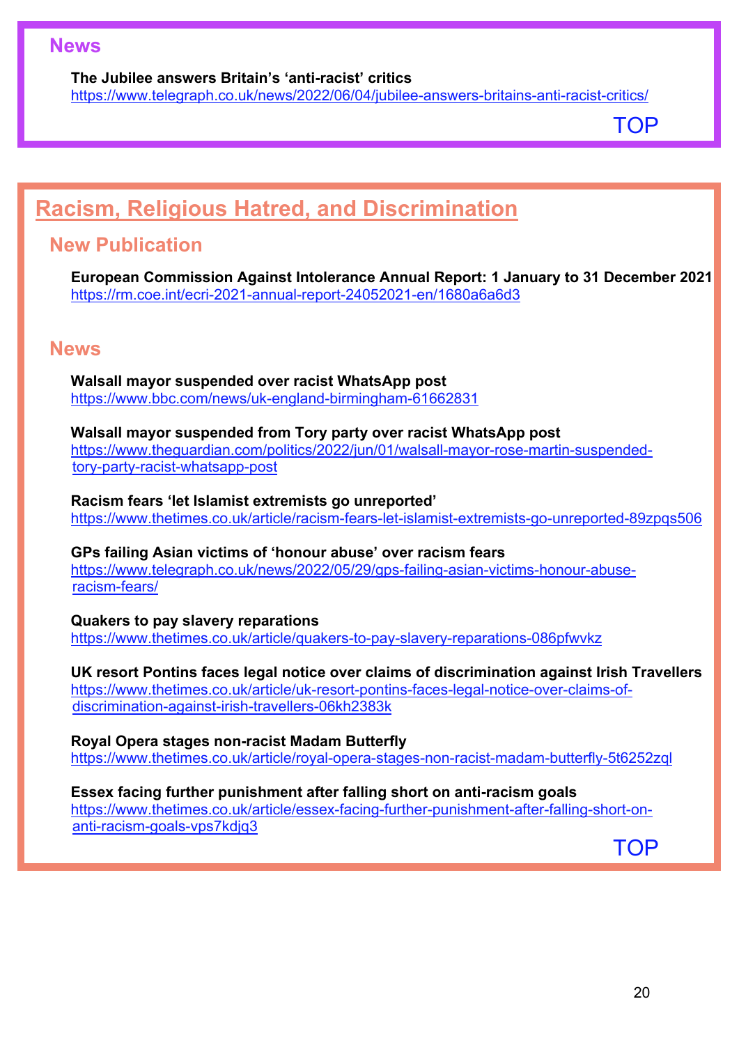## News

**The Jubilee answers Britain's 'anti-racist' critics**
https://www.telegraph.co.uk/news/2022/06/04/jubilee-answers-britains-anti-racist-critics/

TOP

# Racism, Religious Hatred, and Discrimination

## New Publication

**European Commission Against Intolerance Annual Report: 1 January to 31 December 2021**
https://rm.coe.int/ecri-2021-annual-report-24052021-en/1680a6a6d3

## News

**Walsall mayor suspended over racist WhatsApp post**
https://www.bbc.com/news/uk-england-birmingham-61662831

**Walsall mayor suspended from Tory party over racist WhatsApp post**
https://www.theguardian.com/politics/2022/jun/01/walsall-mayor-rose-martin-suspended-tory-party-racist-whatsapp-post

**Racism fears 'let Islamist extremists go unreported'**
https://www.thetimes.co.uk/article/racism-fears-let-islamist-extremists-go-unreported-89zpqs506

**GPs failing Asian victims of 'honour abuse' over racism fears**
https://www.telegraph.co.uk/news/2022/05/29/gps-failing-asian-victims-honour-abuse-racism-fears/

**Quakers to pay slavery reparations**
https://www.thetimes.co.uk/article/quakers-to-pay-slavery-reparations-086pfwvkz

**UK resort Pontins faces legal notice over claims of discrimination against Irish Travellers**
https://www.thetimes.co.uk/article/uk-resort-pontins-faces-legal-notice-over-claims-of-discrimination-against-irish-travellers-06kh2383k

**Royal Opera stages non-racist Madam Butterfly**
https://www.thetimes.co.uk/article/royal-opera-stages-non-racist-madam-butterfly-5t6252zql

**Essex facing further punishment after falling short on anti-racism goals**
https://www.thetimes.co.uk/article/essex-facing-further-punishment-after-falling-short-on-anti-racism-goals-vps7kdjq3

TOP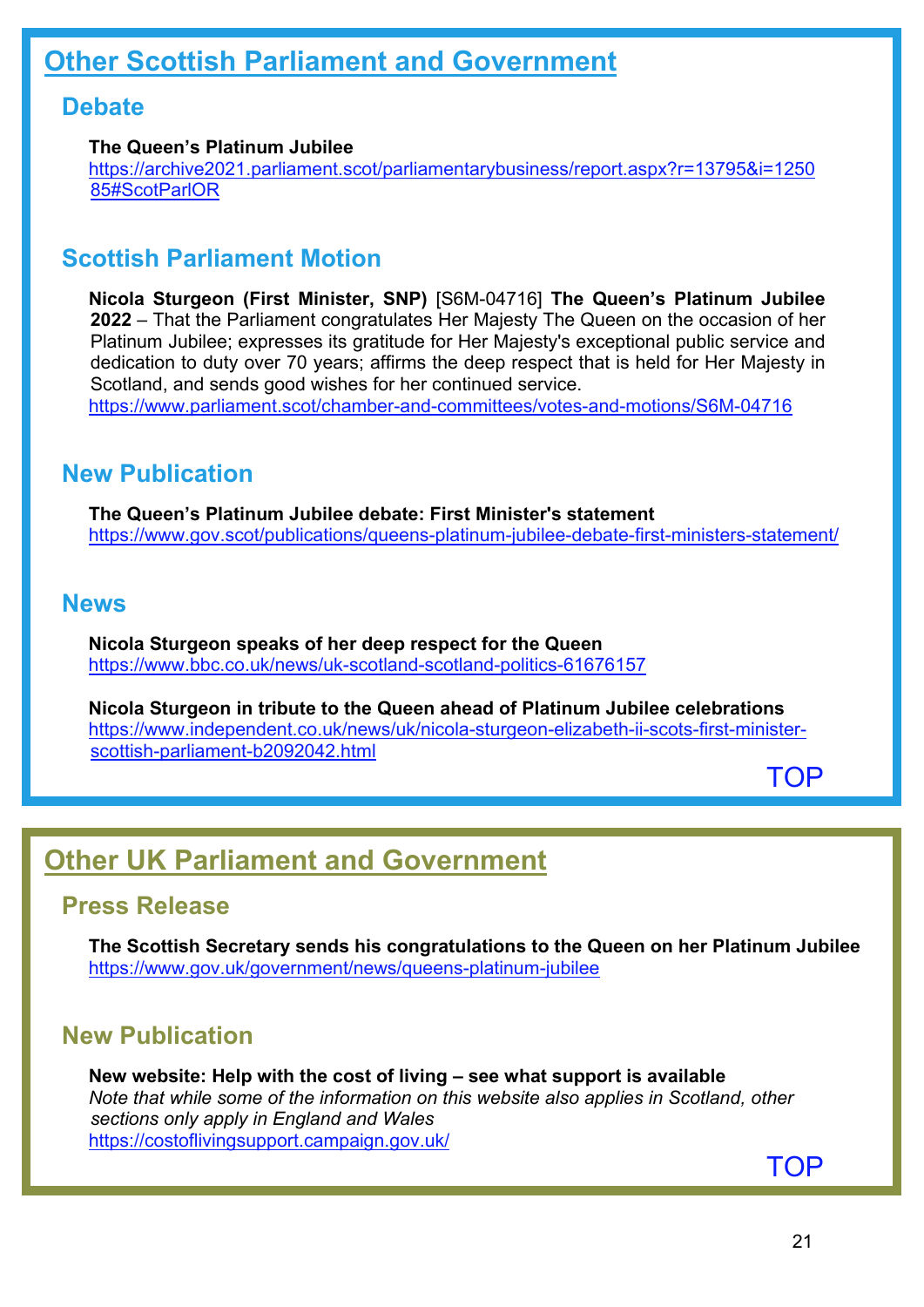## Other Scottish Parliament and Government

### Debate

**The Queen's Platinum Jubilee**
https://archive2021.parliament.scot/parliamentarybusiness/report.aspx?r=13795&i=125085#ScotParlOR

### Scottish Parliament Motion

**Nicola Sturgeon (First Minister, SNP)** [S6M-04716] **The Queen's Platinum Jubilee 2022** – That the Parliament congratulates Her Majesty The Queen on the occasion of her Platinum Jubilee; expresses its gratitude for Her Majesty's exceptional public service and dedication to duty over 70 years; affirms the deep respect that is held for Her Majesty in Scotland, and sends good wishes for her continued service.
https://www.parliament.scot/chamber-and-committees/votes-and-motions/S6M-04716

### New Publication

**The Queen's Platinum Jubilee debate: First Minister's statement**
https://www.gov.scot/publications/queens-platinum-jubilee-debate-first-ministers-statement/

### News

**Nicola Sturgeon speaks of her deep respect for the Queen**
https://www.bbc.co.uk/news/uk-scotland-scotland-politics-61676157

**Nicola Sturgeon in tribute to the Queen ahead of Platinum Jubilee celebrations**
https://www.independent.co.uk/news/uk/nicola-sturgeon-elizabeth-ii-scots-first-minister-scottish-parliament-b2092042.html

TOP

## Other UK Parliament and Government

### Press Release

**The Scottish Secretary sends his congratulations to the Queen on her Platinum Jubilee**
https://www.gov.uk/government/news/queens-platinum-jubilee

### New Publication

**New website: Help with the cost of living – see what support is available**
*Note that while some of the information on this website also applies in Scotland, other sections only apply in England and Wales*
https://costoflivingsupport.campaign.gov.uk/

TOP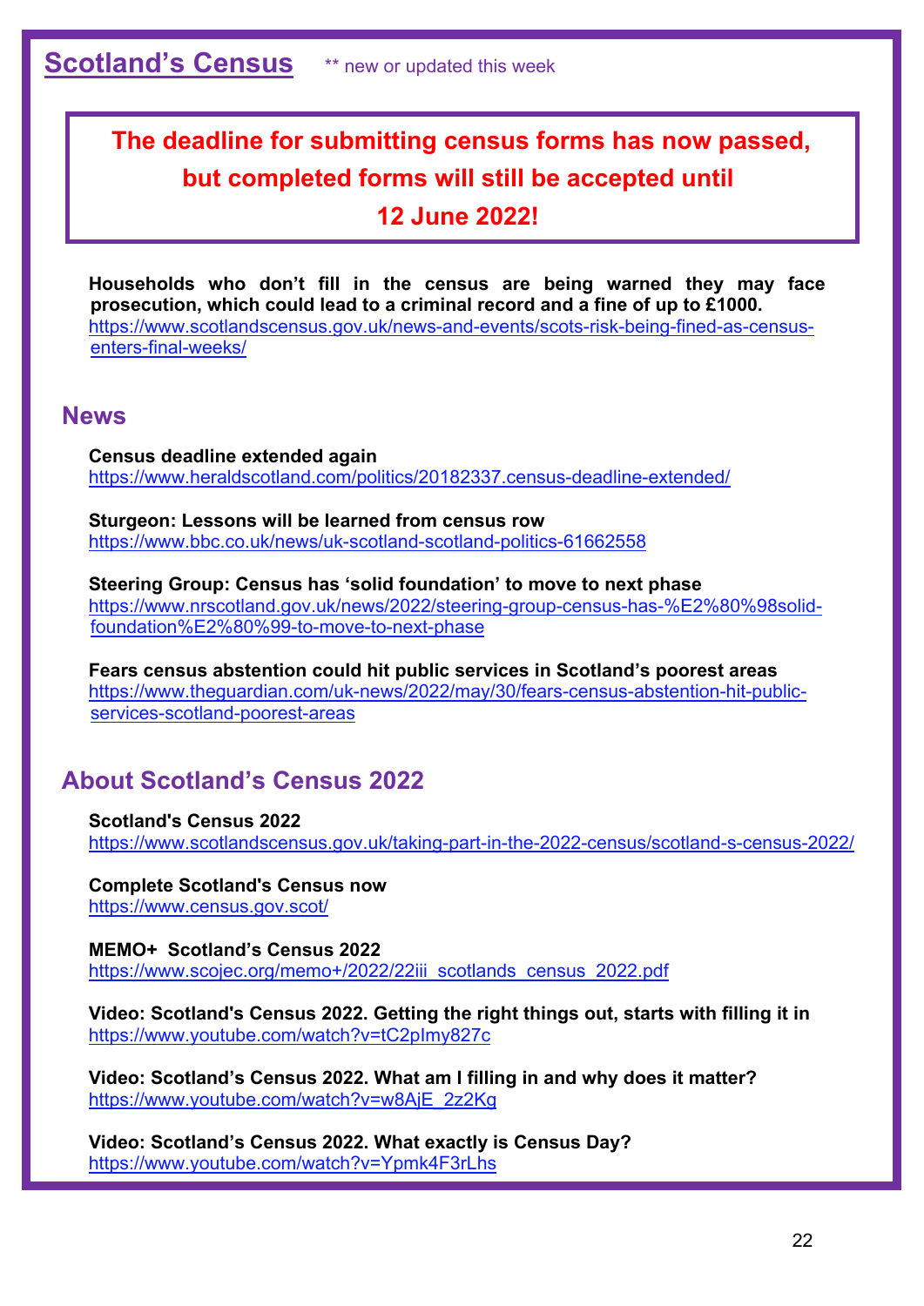# Scotland's Census

** new or updated this week

**The deadline for submitting census forms has now passed, but completed forms will still be accepted until 12 June 2022!**

**Households who don't fill in the census are being warned they may face prosecution, which could lead to a criminal record and a fine of up to £1000.**
https://www.scotlandscensus.gov.uk/news-and-events/scots-risk-being-fined-as-census-enters-final-weeks/

## News

**Census deadline extended again**
https://www.heraldscotland.com/politics/20182337.census-deadline-extended/

**Sturgeon: Lessons will be learned from census row**
https://www.bbc.co.uk/news/uk-scotland-scotland-politics-61662558

**Steering Group: Census has 'solid foundation' to move to next phase**
https://www.nrscotland.gov.uk/news/2022/steering-group-census-has-%E2%80%98solid-foundation%E2%80%99-to-move-to-next-phase

**Fears census abstention could hit public services in Scotland's poorest areas**
https://www.theguardian.com/uk-news/2022/may/30/fears-census-abstention-hit-public-services-scotland-poorest-areas

## About Scotland's Census 2022

**Scotland's Census 2022**
https://www.scotlandscensus.gov.uk/taking-part-in-the-2022-census/scotland-s-census-2022/

**Complete Scotland's Census now**
https://www.census.gov.scot/

**MEMO+ Scotland's Census 2022**
https://www.scojec.org/memo+/2022/22iii_scotlands_census_2022.pdf

**Video: Scotland's Census 2022. Getting the right things out, starts with filling it in**
https://www.youtube.com/watch?v=tC2pImy827c

**Video: Scotland's Census 2022. What am I filling in and why does it matter?**
https://www.youtube.com/watch?v=w8AjE_2z2Kg

**Video: Scotland's Census 2022. What exactly is Census Day?**
https://www.youtube.com/watch?v=Ypmk4F3rLhs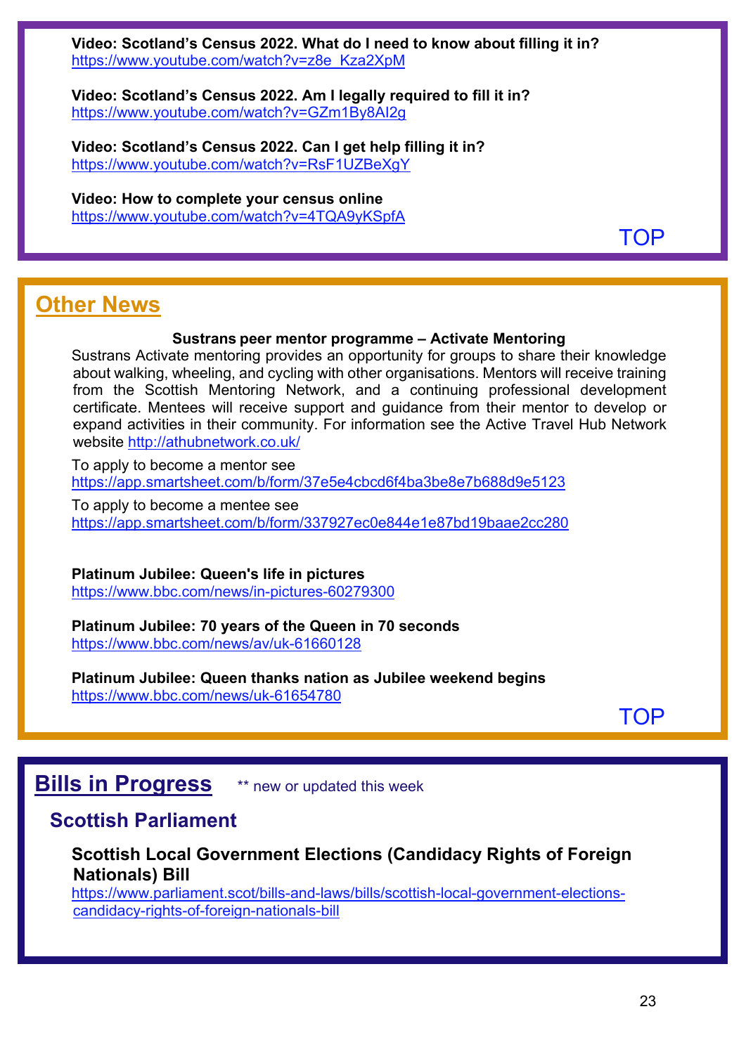**Video: Scotland's Census 2022. What do I need to know about filling it in?**
https://www.youtube.com/watch?v=z8e_Kza2XpM

**Video: Scotland's Census 2022. Am I legally required to fill it in?**
https://www.youtube.com/watch?v=GZm1By8AI2g

**Video: Scotland's Census 2022. Can I get help filling it in?**
https://www.youtube.com/watch?v=RsF1UZBeXgY

**Video: How to complete your census online**
https://www.youtube.com/watch?v=4TQA9yKSpfA

TOP

## Other News

**Sustrans peer mentor programme – Activate Mentoring**

Sustrans Activate mentoring provides an opportunity for groups to share their knowledge about walking, wheeling, and cycling with other organisations. Mentors will receive training from the Scottish Mentoring Network, and a continuing professional development certificate. Mentees will receive support and guidance from their mentor to develop or expand activities in their community. For information see the Active Travel Hub Network website http://athubnetwork.co.uk/

To apply to become a mentor see
https://app.smartsheet.com/b/form/37e5e4cbcd6f4ba3be8e7b688d9e5123

To apply to become a mentee see
https://app.smartsheet.com/b/form/337927ec0e844e1e87bd19baae2cc280

**Platinum Jubilee: Queen's life in pictures**
https://www.bbc.com/news/in-pictures-60279300

**Platinum Jubilee: 70 years of the Queen in 70 seconds**
https://www.bbc.com/news/av/uk-61660128

**Platinum Jubilee: Queen thanks nation as Jubilee weekend begins**
https://www.bbc.com/news/uk-61654780

TOP

## Bills in Progress

** new or updated this week

### Scottish Parliament

**Scottish Local Government Elections (Candidacy Rights of Foreign Nationals) Bill**
https://www.parliament.scot/bills-and-laws/bills/scottish-local-government-elections-candidacy-rights-of-foreign-nationals-bill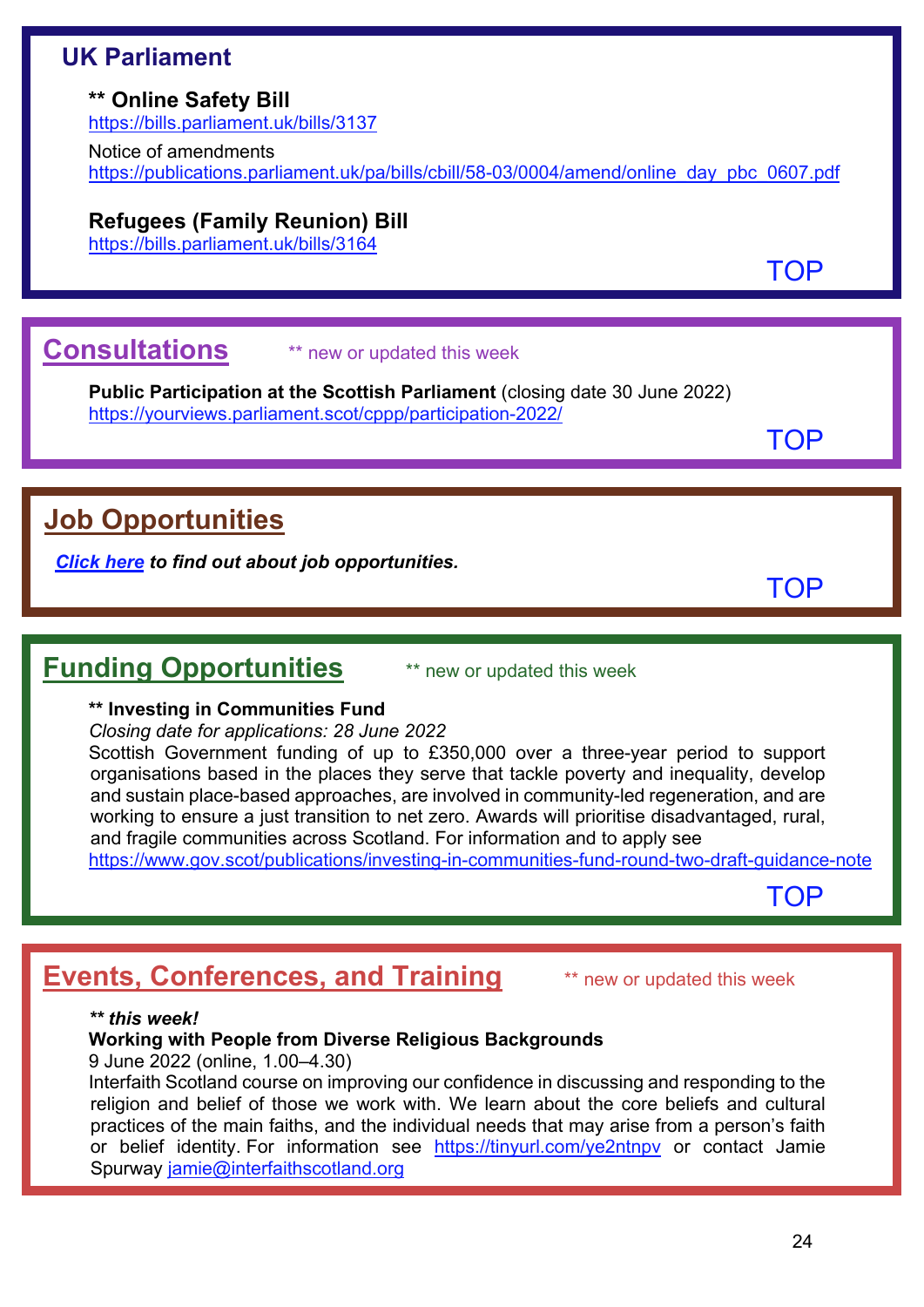## UK Parliament

**\*\* Online Safety Bill**
https://bills.parliament.uk/bills/3137

Notice of amendments
https://publications.parliament.uk/pa/bills/cbill/58-03/0004/amend/online_day_pbc_0607.pdf

**Refugees (Family Reunion) Bill**
https://bills.parliament.uk/bills/3164

TOP

## Consultations

** new or updated this week

**Public Participation at the Scottish Parliament** (closing date 30 June 2022)
https://yourviews.parliament.scot/cppp/participation-2022/

TOP

## Job Opportunities

***Click here** to find out about job opportunities.*

TOP

## Funding Opportunities

** new or updated this week

**\*\* Investing in Communities Fund**

*Closing date for applications: 28 June 2022*

Scottish Government funding of up to £350,000 over a three-year period to support organisations based in the places they serve that tackle poverty and inequality, develop and sustain place-based approaches, are involved in community-led regeneration, and are working to ensure a just transition to net zero. Awards will prioritise disadvantaged, rural, and fragile communities across Scotland. For information and to apply see
https://www.gov.scot/publications/investing-in-communities-fund-round-two-draft-guidance-note

TOP

## Events, Conferences, and Training

** new or updated this week

***\*\* this week!***

**Working with People from Diverse Religious Backgrounds**

9 June 2022 (online, 1.00–4.30)

Interfaith Scotland course on improving our confidence in discussing and responding to the religion and belief of those we work with. We learn about the core beliefs and cultural practices of the main faiths, and the individual needs that may arise from a person's faith or belief identity. For information see https://tinyurl.com/ye2ntnpv or contact Jamie Spurway jamie@interfaithscotland.org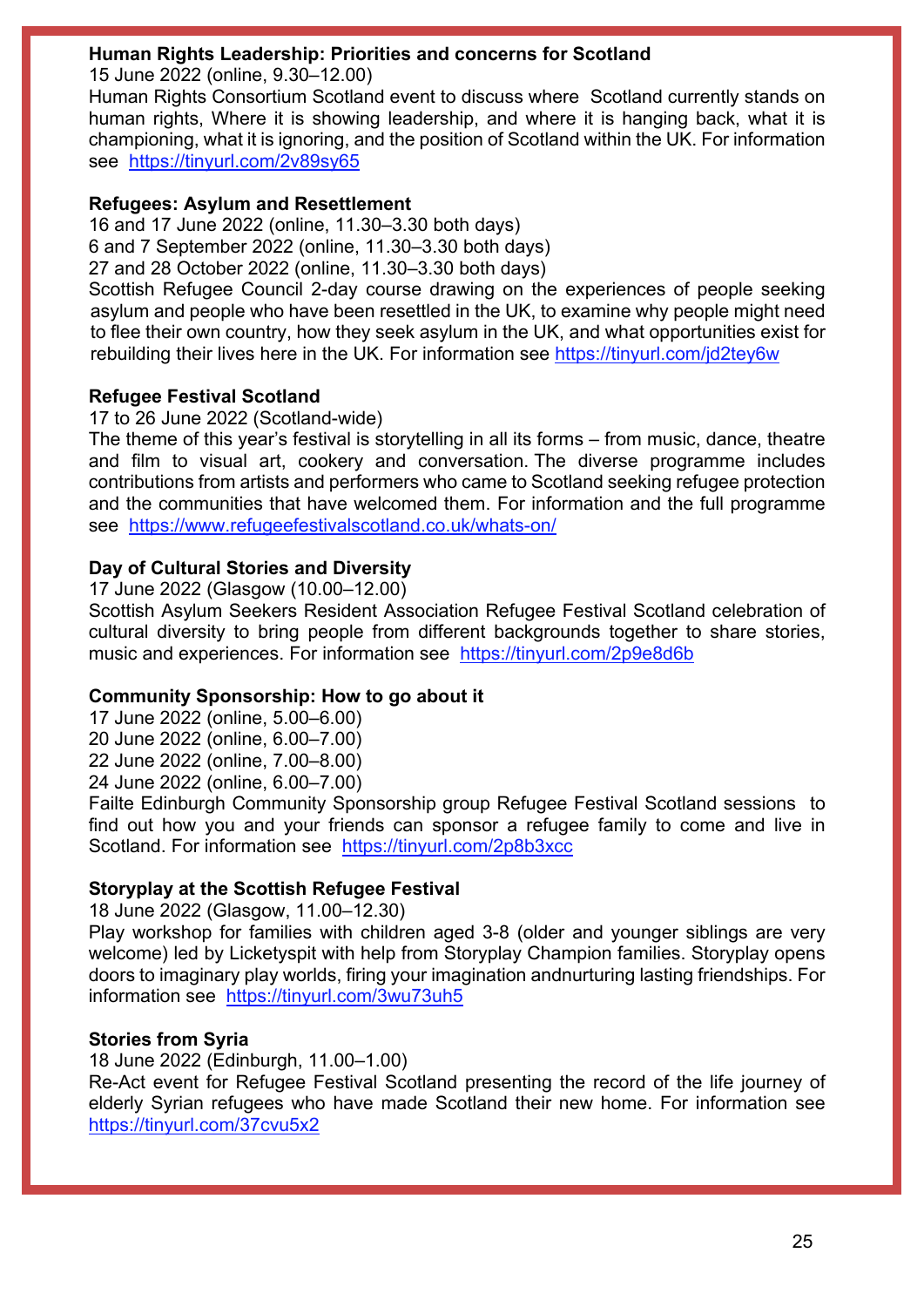**Human Rights Leadership: Priorities and concerns for Scotland**
15 June 2022 (online, 9.30–12.00)
Human Rights Consortium Scotland event to discuss where Scotland currently stands on human rights, Where it is showing leadership, and where it is hanging back, what it is championing, what it is ignoring, and the position of Scotland within the UK. For information see https://tinyurl.com/2v89sy65

**Refugees: Asylum and Resettlement**
16 and 17 June 2022 (online, 11.30–3.30 both days)
6 and 7 September 2022 (online, 11.30–3.30 both days)
27 and 28 October 2022 (online, 11.30–3.30 both days)
Scottish Refugee Council 2-day course drawing on the experiences of people seeking asylum and people who have been resettled in the UK, to examine why people might need to flee their own country, how they seek asylum in the UK, and what opportunities exist for rebuilding their lives here in the UK. For information see https://tinyurl.com/jd2tey6w

**Refugee Festival Scotland**
17 to 26 June 2022 (Scotland-wide)
The theme of this year's festival is storytelling in all its forms – from music, dance, theatre and film to visual art, cookery and conversation. The diverse programme includes contributions from artists and performers who came to Scotland seeking refugee protection and the communities that have welcomed them. For information and the full programme see https://www.refugeefestivalscotland.co.uk/whats-on/

**Day of Cultural Stories and Diversity**
17 June 2022 (Glasgow (10.00–12.00)
Scottish Asylum Seekers Resident Association Refugee Festival Scotland celebration of cultural diversity to bring people from different backgrounds together to share stories, music and experiences. For information see https://tinyurl.com/2p9e8d6b

**Community Sponsorship: How to go about it**
17 June 2022 (online, 5.00–6.00)
20 June 2022 (online, 6.00–7.00)
22 June 2022 (online, 7.00–8.00)
24 June 2022 (online, 6.00–7.00)
Failte Edinburgh Community Sponsorship group Refugee Festival Scotland sessions to find out how you and your friends can sponsor a refugee family to come and live in Scotland. For information see https://tinyurl.com/2p8b3xcc

**Storyplay at the Scottish Refugee Festival**
18 June 2022 (Glasgow, 11.00–12.30)
Play workshop for families with children aged 3-8 (older and younger siblings are very welcome) led by Licketyspit with help from Storyplay Champion families. Storyplay opens doors to imaginary play worlds, firing your imagination andnurturing lasting friendships. For information see https://tinyurl.com/3wu73uh5

**Stories from Syria**
18 June 2022 (Edinburgh, 11.00–1.00)
Re-Act event for Refugee Festival Scotland presenting the record of the life journey of elderly Syrian refugees who have made Scotland their new home. For information see https://tinyurl.com/37cvu5x2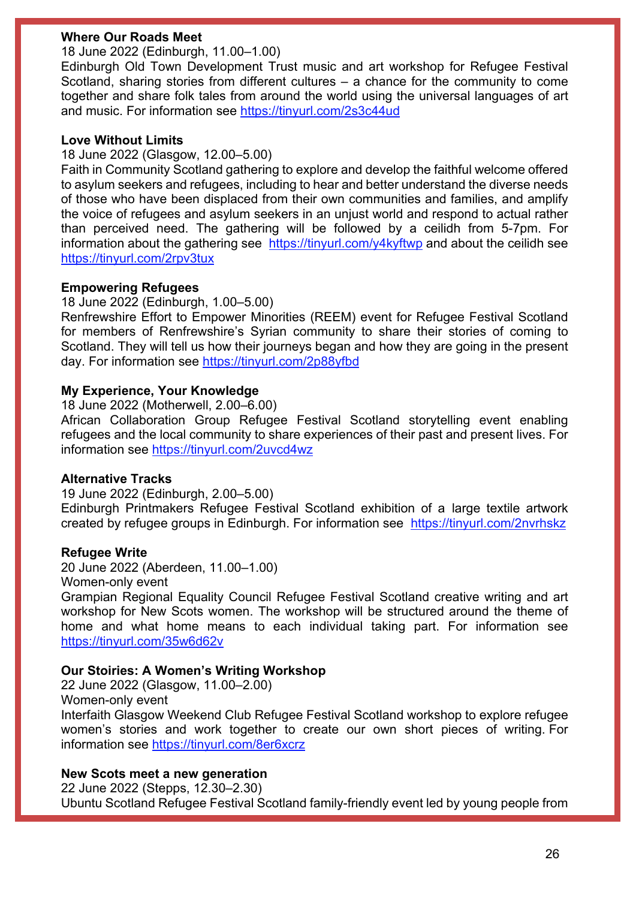**Where Our Roads Meet**
18 June 2022 (Edinburgh, 11.00–1.00)
Edinburgh Old Town Development Trust music and art workshop for Refugee Festival Scotland, sharing stories from different cultures – a chance for the community to come together and share folk tales from around the world using the universal languages of art and music. For information see https://tinyurl.com/2s3c44ud

**Love Without Limits**
18 June 2022 (Glasgow, 12.00–5.00)
Faith in Community Scotland gathering to explore and develop the faithful welcome offered to asylum seekers and refugees, including to hear and better understand the diverse needs of those who have been displaced from their own communities and families, and amplify the voice of refugees and asylum seekers in an unjust world and respond to actual rather than perceived need. The gathering will be followed by a ceilidh from 5-7pm. For information about the gathering see https://tinyurl.com/y4kyftwp and about the ceilidh see https://tinyurl.com/2rpv3tux

**Empowering Refugees**
18 June 2022 (Edinburgh, 1.00–5.00)
Renfrewshire Effort to Empower Minorities (REEM) event for Refugee Festival Scotland for members of Renfrewshire's Syrian community to share their stories of coming to Scotland. They will tell us how their journeys began and how they are going in the present day. For information see https://tinyurl.com/2p88yfbd

**My Experience, Your Knowledge**
18 June 2022 (Motherwell, 2.00–6.00)
African Collaboration Group Refugee Festival Scotland storytelling event enabling refugees and the local community to share experiences of their past and present lives. For information see https://tinyurl.com/2uvcd4wz

**Alternative Tracks**
19 June 2022 (Edinburgh, 2.00–5.00)
Edinburgh Printmakers Refugee Festival Scotland exhibition of a large textile artwork created by refugee groups in Edinburgh. For information see https://tinyurl.com/2nvrhskz

**Refugee Write**
20 June 2022 (Aberdeen, 11.00–1.00)
Women-only event
Grampian Regional Equality Council Refugee Festival Scotland creative writing and art workshop for New Scots women. The workshop will be structured around the theme of home and what home means to each individual taking part. For information see https://tinyurl.com/35w6d62v

**Our Stoiries: A Women's Writing Workshop**
22 June 2022 (Glasgow, 11.00–2.00)
Women-only event
Interfaith Glasgow Weekend Club Refugee Festival Scotland workshop to explore refugee women's stories and work together to create our own short pieces of writing. For information see https://tinyurl.com/8er6xcrz

**New Scots meet a new generation**
22 June 2022 (Stepps, 12.30–2.30)
Ubuntu Scotland Refugee Festival Scotland family-friendly event led by young people from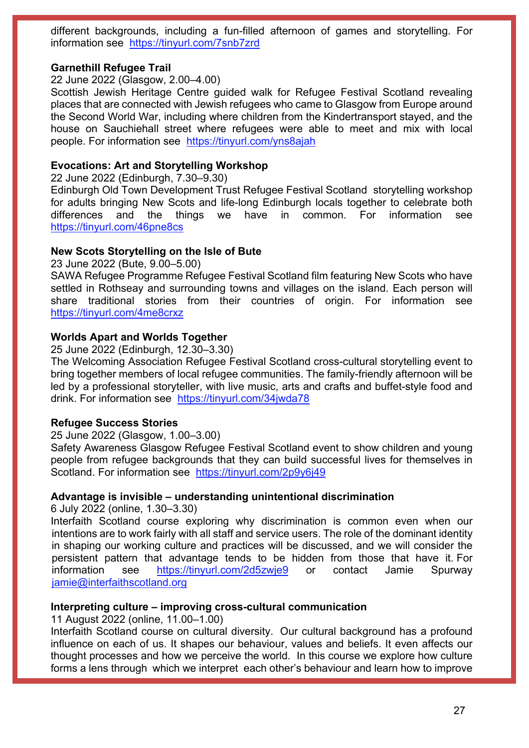different backgrounds, including a fun-filled afternoon of games and storytelling. For information see https://tinyurl.com/7snb7zrd

**Garnethill Refugee Trail**
22 June 2022 (Glasgow, 2.00–4.00)
Scottish Jewish Heritage Centre guided walk for Refugee Festival Scotland revealing places that are connected with Jewish refugees who came to Glasgow from Europe around the Second World War, including where children from the Kindertransport stayed, and the house on Sauchiehall street where refugees were able to meet and mix with local people. For information see https://tinyurl.com/yns8ajah

**Evocations: Art and Storytelling Workshop**
22 June 2022 (Edinburgh, 7.30–9.30)
Edinburgh Old Town Development Trust Refugee Festival Scotland storytelling workshop for adults bringing New Scots and life-long Edinburgh locals together to celebrate both differences and the things we have in common. For information see https://tinyurl.com/46pne8cs

**New Scots Storytelling on the Isle of Bute**
23 June 2022 (Bute, 9.00–5.00)
SAWA Refugee Programme Refugee Festival Scotland film featuring New Scots who have settled in Rothseay and surrounding towns and villages on the island. Each person will share traditional stories from their countries of origin. For information see https://tinyurl.com/4me8crxz

**Worlds Apart and Worlds Together**
25 June 2022 (Edinburgh, 12.30–3.30)
The Welcoming Association Refugee Festival Scotland cross-cultural storytelling event to bring together members of local refugee communities. The family-friendly afternoon will be led by a professional storyteller, with live music, arts and crafts and buffet-style food and drink. For information see https://tinyurl.com/34jwda78

**Refugee Success Stories**
25 June 2022 (Glasgow, 1.00–3.00)
Safety Awareness Glasgow Refugee Festival Scotland event to show children and young people from refugee backgrounds that they can build successful lives for themselves in Scotland. For information see https://tinyurl.com/2p9y6j49

**Advantage is invisible – understanding unintentional discrimination**
6 July 2022 (online, 1.30–3.30)
Interfaith Scotland course exploring why discrimination is common even when our intentions are to work fairly with all staff and service users. The role of the dominant identity in shaping our working culture and practices will be discussed, and we will consider the persistent pattern that advantage tends to be hidden from those that have it. For information see https://tinyurl.com/2d5zwje9 or contact Jamie Spurway jamie@interfaithscotland.org

**Interpreting culture – improving cross-cultural communication**
11 August 2022 (online, 11.00–1.00)
Interfaith Scotland course on cultural diversity. Our cultural background has a profound influence on each of us. It shapes our behaviour, values and beliefs. It even affects our thought processes and how we perceive the world. In this course we explore how culture forms a lens through which we interpret each other's behaviour and learn how to improve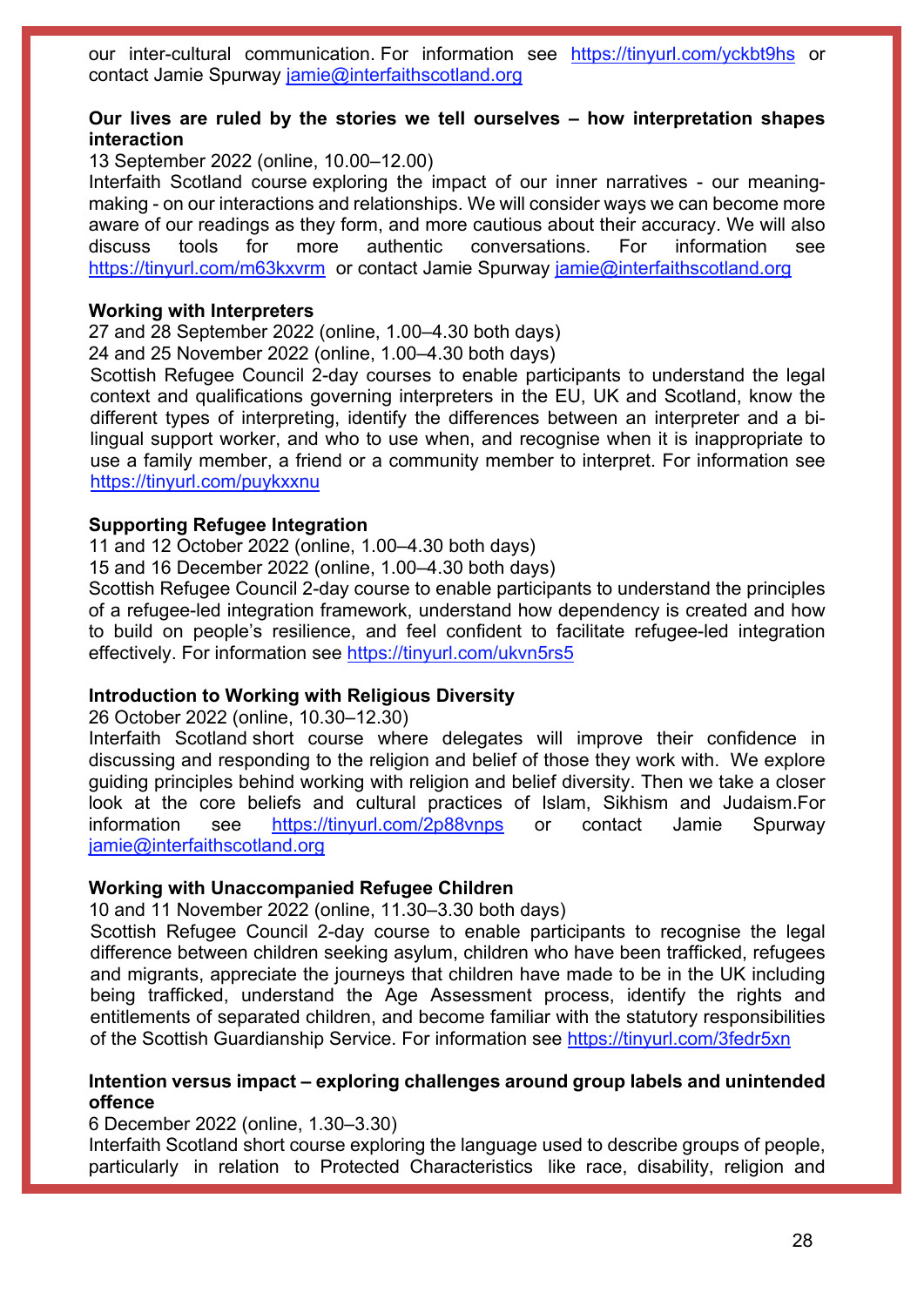our inter-cultural communication. For information see https://tinyurl.com/yckbt9hs or contact Jamie Spurway jamie@interfaithscotland.org

**Our lives are ruled by the stories we tell ourselves – how interpretation shapes interaction**

13 September 2022 (online, 10.00–12.00)

Interfaith Scotland course exploring the impact of our inner narratives - our meaning-making - on our interactions and relationships. We will consider ways we can become more aware of our readings as they form, and more cautious about their accuracy. We will also discuss tools for more authentic conversations. For information see https://tinyurl.com/m63kxvrm or contact Jamie Spurway jamie@interfaithscotland.org

**Working with Interpreters**

27 and 28 September 2022 (online, 1.00–4.30 both days)

24 and 25 November 2022 (online, 1.00–4.30 both days)

Scottish Refugee Council 2-day courses to enable participants to understand the legal context and qualifications governing interpreters in the EU, UK and Scotland, know the different types of interpreting, identify the differences between an interpreter and a bi-lingual support worker, and who to use when, and recognise when it is inappropriate to use a family member, a friend or a community member to interpret. For information see https://tinyurl.com/puykxxnu

**Supporting Refugee Integration**

11 and 12 October 2022 (online, 1.00–4.30 both days)

15 and 16 December 2022 (online, 1.00–4.30 both days)

Scottish Refugee Council 2-day course to enable participants to understand the principles of a refugee-led integration framework, understand how dependency is created and how to build on people's resilience, and feel confident to facilitate refugee-led integration effectively. For information see https://tinyurl.com/ukvn5rs5

**Introduction to Working with Religious Diversity**

26 October 2022 (online, 10.30–12.30)

Interfaith Scotland short course where delegates will improve their confidence in discussing and responding to the religion and belief of those they work with. We explore guiding principles behind working with religion and belief diversity. Then we take a closer look at the core beliefs and cultural practices of Islam, Sikhism and Judaism.For information see https://tinyurl.com/2p88vnps or contact Jamie Spurway jamie@interfaithscotland.org

**Working with Unaccompanied Refugee Children**

10 and 11 November 2022 (online, 11.30–3.30 both days)

Scottish Refugee Council 2-day course to enable participants to recognise the legal difference between children seeking asylum, children who have been trafficked, refugees and migrants, appreciate the journeys that children have made to be in the UK including being trafficked, understand the Age Assessment process, identify the rights and entitlements of separated children, and become familiar with the statutory responsibilities of the Scottish Guardianship Service. For information see https://tinyurl.com/3fedr5xn

**Intention versus impact – exploring challenges around group labels and unintended offence**

6 December 2022 (online, 1.30–3.30)

Interfaith Scotland short course exploring the language used to describe groups of people, particularly in relation to Protected Characteristics like race, disability, religion and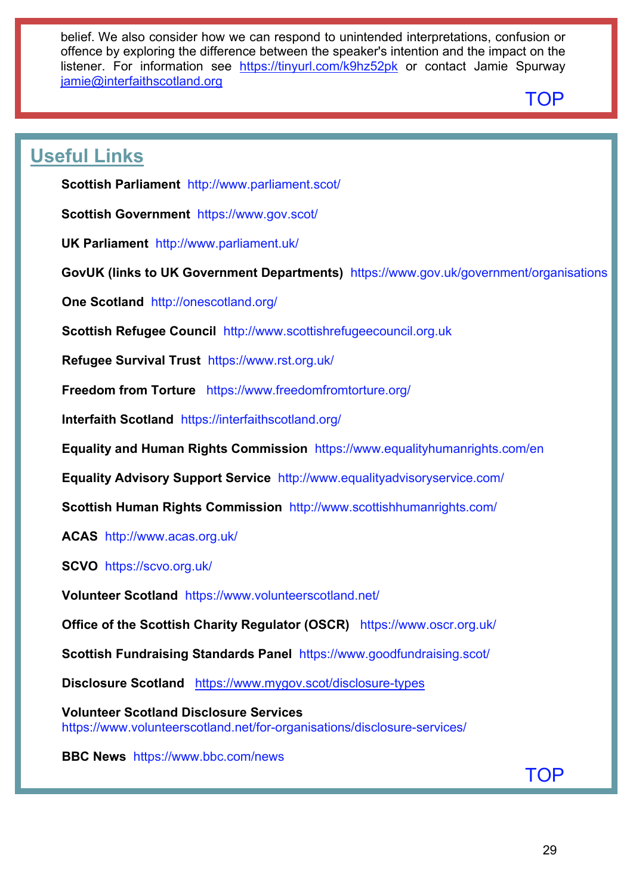belief. We also consider how we can respond to unintended interpretations, confusion or offence by exploring the difference between the speaker's intention and the impact on the listener. For information see https://tinyurl.com/k9hz52pk or contact Jamie Spurway jamie@interfaithscotland.org

TOP

## Useful Links

**Scottish Parliament** http://www.parliament.scot/

**Scottish Government** https://www.gov.scot/

**UK Parliament** http://www.parliament.uk/

**GovUK (links to UK Government Departments)** https://www.gov.uk/government/organisations

**One Scotland** http://onescotland.org/

**Scottish Refugee Council** http://www.scottishrefugeecouncil.org.uk

**Refugee Survival Trust** https://www.rst.org.uk/

**Freedom from Torture** https://www.freedomfromtorture.org/

**Interfaith Scotland** https://interfaithscotland.org/

**Equality and Human Rights Commission** https://www.equalityhumanrights.com/en

**Equality Advisory Support Service** http://www.equalityadvisoryservice.com/

**Scottish Human Rights Commission** http://www.scottishhumanrights.com/

**ACAS** http://www.acas.org.uk/

**SCVO** https://scvo.org.uk/

**Volunteer Scotland** https://www.volunteerscotland.net/

**Office of the Scottish Charity Regulator (OSCR)** https://www.oscr.org.uk/

**Scottish Fundraising Standards Panel** https://www.goodfundraising.scot/

**Disclosure Scotland** https://www.mygov.scot/disclosure-types

**Volunteer Scotland Disclosure Services** https://www.volunteerscotland.net/for-organisations/disclosure-services/

**BBC News** https://www.bbc.com/news

TOP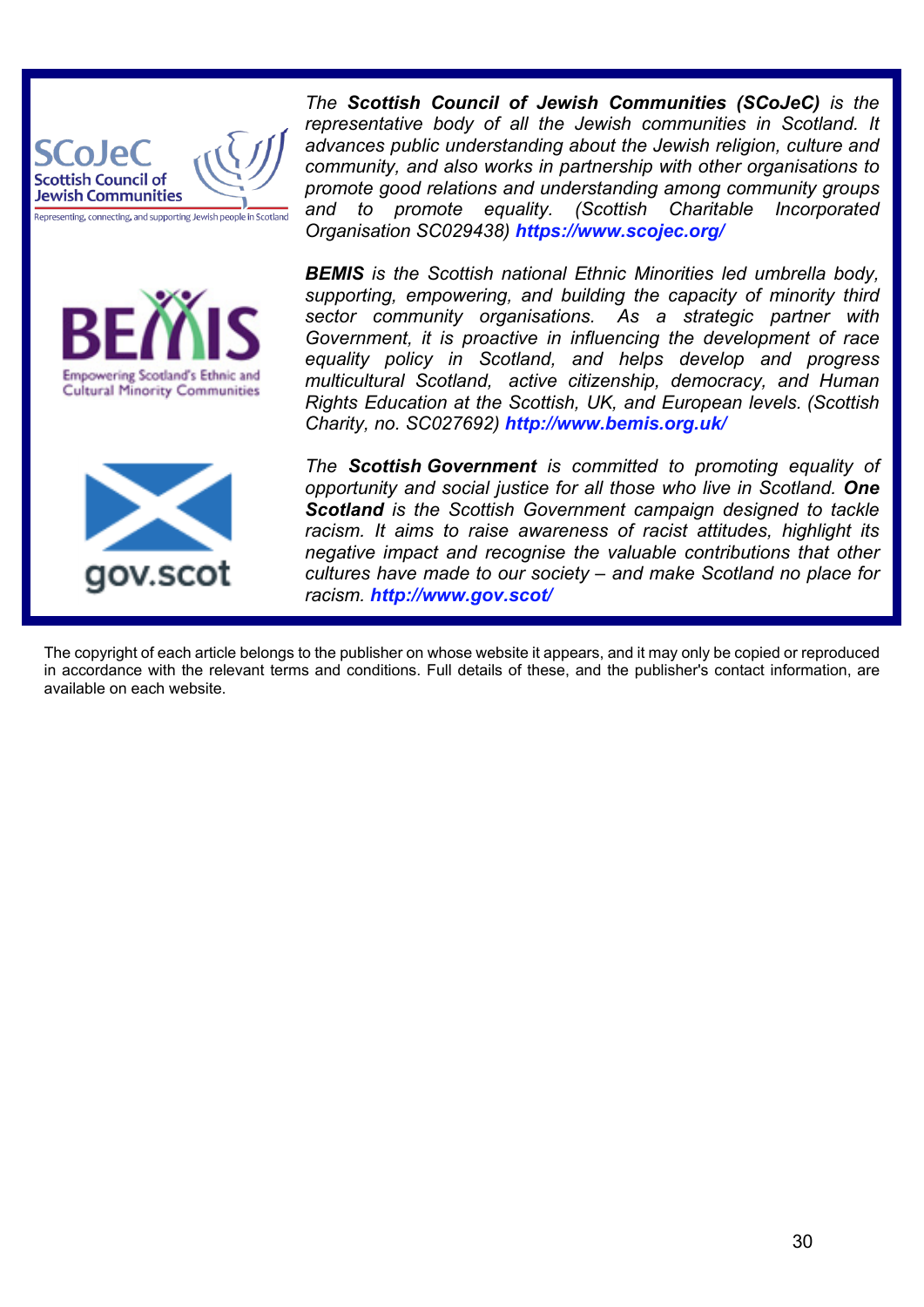SCoJeC Scottish Council of Jewish Communities

Representing, connecting, and supporting Jewish people in Scotland

*The **Scottish Council of Jewish Communities (SCoJeC)** is the representative body of all the Jewish communities in Scotland. It advances public understanding about the Jewish religion, culture and community, and also works in partnership with other organisations to promote good relations and understanding among community groups and to promote equality. (Scottish Charitable Incorporated Organisation SC029438)* ***https://www.scojec.org/***

BEMIS

Empowering Scotland's Ethnic and Cultural Minority Communities

***BEMIS** is the Scottish national Ethnic Minorities led umbrella body, supporting, empowering, and building the capacity of minority third sector community organisations. As a strategic partner with Government, it is proactive in influencing the development of race equality policy in Scotland, and helps develop and progress multicultural Scotland, active citizenship, democracy, and Human Rights Education at the Scottish, UK, and European levels. (Scottish Charity, no. SC027692)* ***http://www.bemis.org.uk/***

gov.scot

*The **Scottish Government** is committed to promoting equality of opportunity and social justice for all those who live in Scotland. **One Scotland** is the Scottish Government campaign designed to tackle racism. It aims to raise awareness of racist attitudes, highlight its negative impact and recognise the valuable contributions that other cultures have made to our society – and make Scotland no place for racism.* ***http://www.gov.scot/***

The copyright of each article belongs to the publisher on whose website it appears, and it may only be copied or reproduced in accordance with the relevant terms and conditions. Full details of these, and the publisher's contact information, are available on each website.